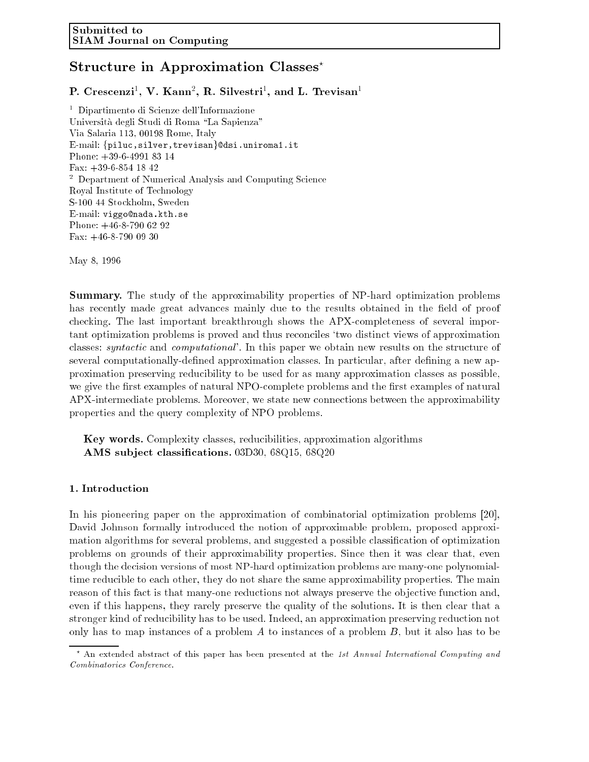Submitted to
SIAM Journal on Computing

# Structure in Approximation Classes*

**P. Crescenzi[1], V. Kann[2], R. Silvestri[1], and L. Trevisan[1]**

[1] Dipartimento di Scienze dell'Informazione
Università degli Studi di Roma "La Sapienza"
Via Salaria 113, 00198 Rome, Italy
E-mail: {piluc,silver,trevisan}@dsi.uniroma1.it
Phone: +39-6-4991 83 14
Fax: +39-6-854 18 42

[2] Department of Numerical Analysis and Computing Science
Royal Institute of Technology
S-100 44 Stockholm, Sweden
E-mail: viggo@nada.kth.se
Phone: +46-8-790 62 92
Fax: +46-8-790 09 30

May 8, 1996

**Summary.** The study of the approximability properties of NP-hard optimization problems has recently made great advances mainly due to the results obtained in the field of proof checking. The last important breakthrough shows the APX-completeness of several important optimization problems is proved and thus reconciles 'two distinct views of approximation classes: *syntactic* and *computational*'. In this paper we obtain new results on the structure of several computationally-defined approximation classes. In particular, after defining a new approximation preserving reducibility to be used for as many approximation classes as possible, we give the first examples of natural NPO-complete problems and the first examples of natural APX-intermediate problems. Moreover, we state new connections between the approximability properties and the query complexity of NPO problems.

**Key words.** Complexity classes, reducibilities, approximation algorithms
**AMS subject classifications.** 03D30, 68Q15, 68Q20

## 1. Introduction

In his pioneering paper on the approximation of combinatorial optimization problems [20], David Johnson formally introduced the notion of approximable problem, proposed approximation algorithms for several problems, and suggested a possible classification of optimization problems on grounds of their approximability properties. Since then it was clear that, even though the decision versions of most NP-hard optimization problems are many-one polynomial-time reducible to each other, they do not share the same approximability properties. The main reason of this fact is that many-one reductions not always preserve the objective function and, even if this happens, they rarely preserve the quality of the solutions. It is then clear that a stronger kind of reducibility has to be used. Indeed, an approximation preserving reduction not only has to map instances of a problem $A$ to instances of a problem $B$, but it also has to be

* An extended abstract of this paper has been presented at the *1st Annual International Computing and Combinatorics Conference*.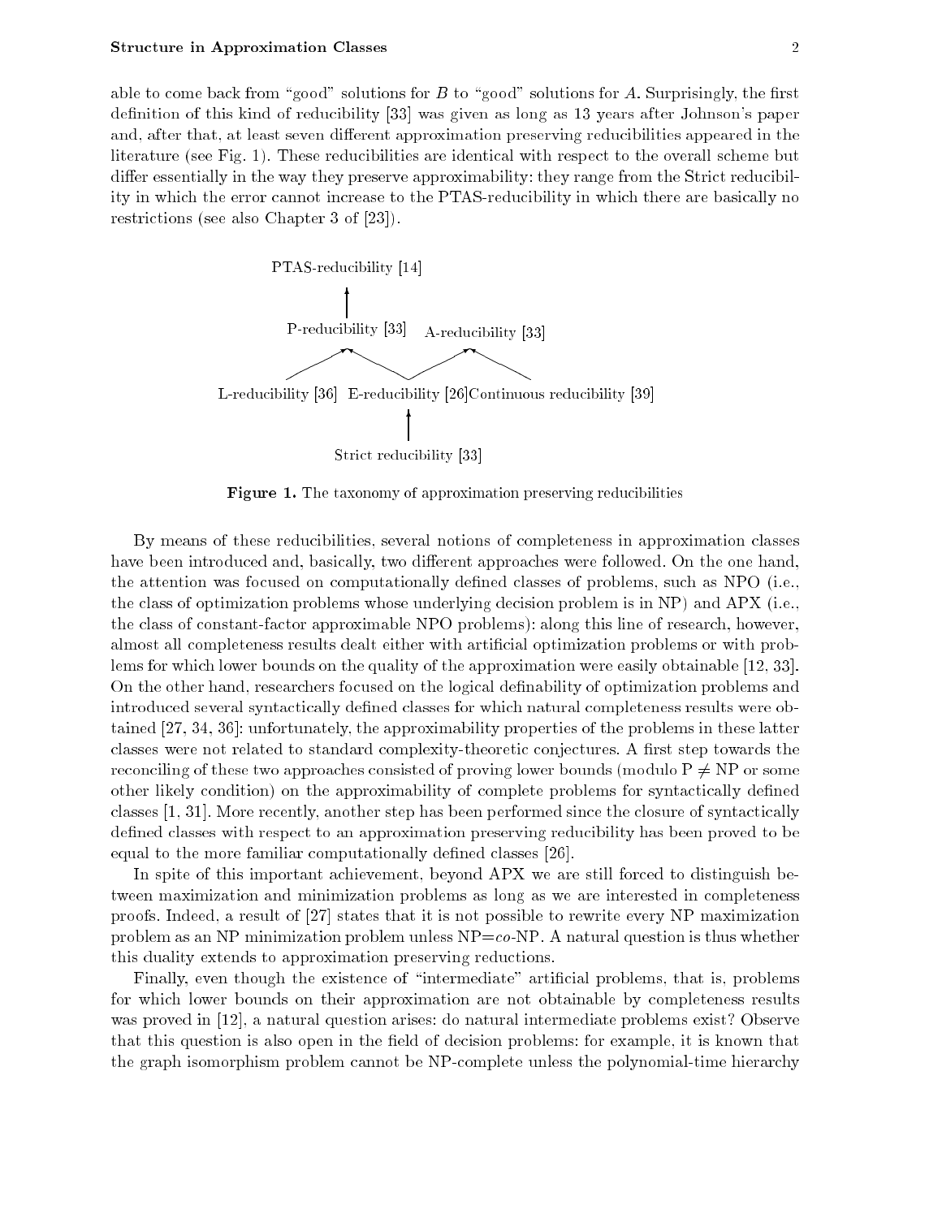able to come back from "good" solutions for $B$ to "good" solutions for $A$. Surprisingly, the first definition of this kind of reducibility [33] was given as long as 13 years after Johnson's paper and, after that, at least seven different approximation preserving reducibilities appeared in the literature (see Fig. 1). These reducibilities are identical with respect to the overall scheme but differ essentially in the way they preserve approximability: they range from the Strict reducibility in which the error cannot increase to the PTAS-reducibility in which there are basically no restrictions (see also Chapter 3 of [23]).

PTAS-reducibility [14]

P-reducibility [33] A-reducibility [33]

L-reducibility [36] E-reducibility [26] Continuous reducibility [39]

Strict reducibility [33]

**Figure 1.** The taxonomy of approximation preserving reducibilities

By means of these reducibilities, several notions of completeness in approximation classes have been introduced and, basically, two different approaches were followed. On the one hand, the attention was focused on computationally defined classes of problems, such as NPO (i.e., the class of optimization problems whose underlying decision problem is in NP) and APX (i.e., the class of constant-factor approximable NPO problems): along this line of research, however, almost all completeness results dealt either with artificial optimization problems or with problems for which lower bounds on the quality of the approximation were easily obtainable [12, 33]. On the other hand, researchers focused on the logical definability of optimization problems and introduced several syntactically defined classes for which natural completeness results were obtained [27, 34, 36]: unfortunately, the approximability properties of the problems in these latter classes were not related to standard complexity-theoretic conjectures. A first step towards the reconciling of these two approaches consisted of proving lower bounds (modulo $\mathrm{P} \neq \mathrm{NP}$ or some other likely condition) on the approximability of complete problems for syntactically defined classes [1, 31]. More recently, another step has been performed since the closure of syntactically defined classes with respect to an approximation preserving reducibility has been proved to be equal to the more familiar computationally defined classes [26].

In spite of this important achievement, beyond APX we are still forced to distinguish between maximization and minimization problems as long as we are interested in completeness proofs. Indeed, a result of [27] states that it is not possible to rewrite every NP maximization problem as an NP minimization problem unless NP=*co*-NP. A natural question is thus whether this duality extends to approximation preserving reductions.

Finally, even though the existence of "intermediate" artificial problems, that is, problems for which lower bounds on their approximation are not obtainable by completeness results was proved in [12], a natural question arises: do natural intermediate problems exist? Observe that this question is also open in the field of decision problems: for example, it is known that the graph isomorphism problem cannot be NP-complete unless the polynomial-time hierarchy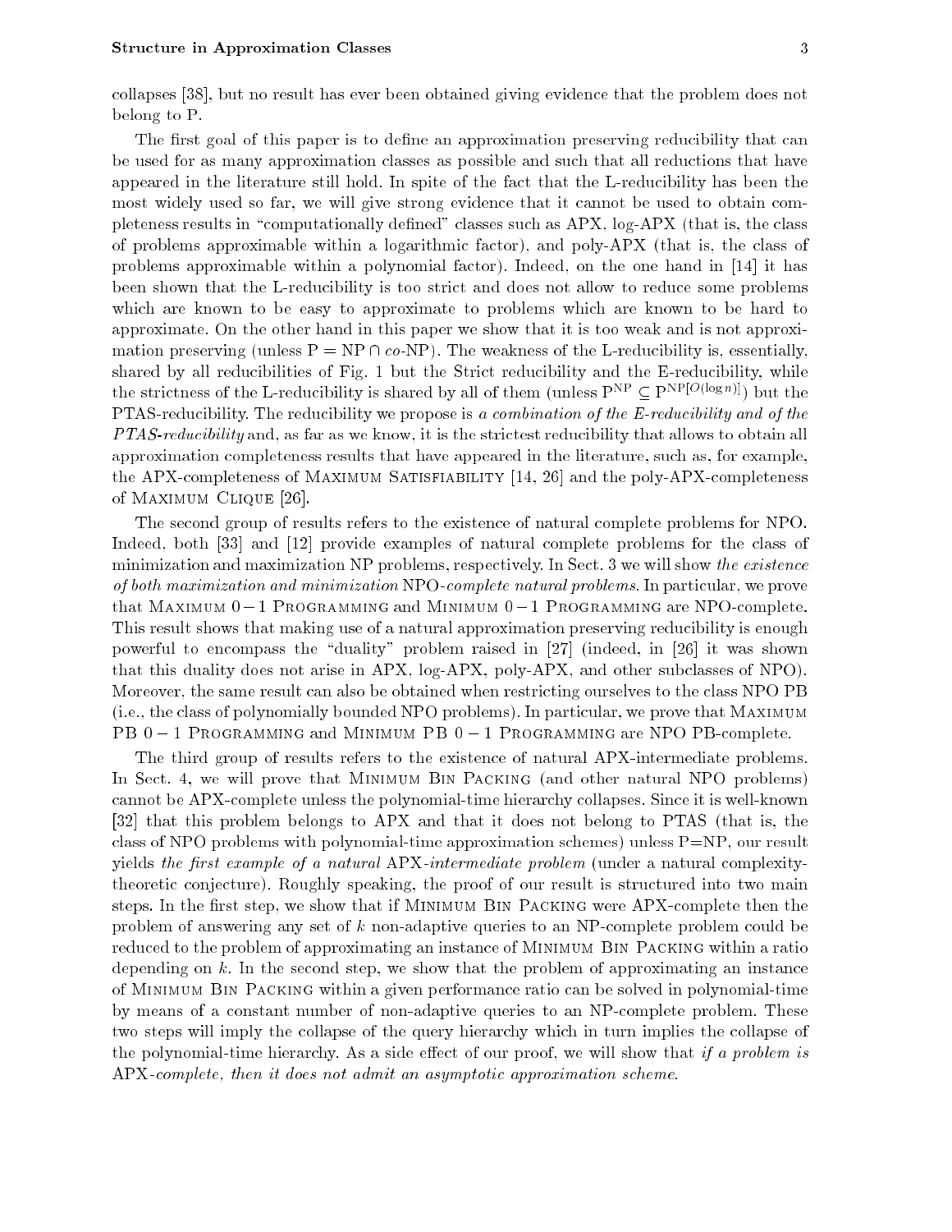collapses [38], but no result has ever been obtained giving evidence that the problem does not belong to P.

The first goal of this paper is to define an approximation preserving reducibility that can be used for as many approximation classes as possible and such that all reductions that have appeared in the literature still hold. In spite of the fact that the L-reducibility has been the most widely used so far, we will give strong evidence that it cannot be used to obtain completeness results in "computationally defined" classes such as APX, log-APX (that is, the class of problems approximable within a logarithmic factor), and poly-APX (that is, the class of problems approximable within a polynomial factor). Indeed, on the one hand in [14] it has been shown that the L-reducibility is too strict and does not allow to reduce some problems which are known to be easy to approximate to problems which are known to be hard to approximate. On the other hand in this paper we show that it is too weak and is not approximation preserving (unless $\mathrm{P} = \mathrm{NP} \cap co\text{-}\mathrm{NP}$). The weakness of the L-reducibility is, essentially, shared by all reducibilities of Fig. 1 but the Strict reducibility and the E-reducibility, while the strictness of the L-reducibility is shared by all of them (unless $\mathrm{P}^{\mathrm{NP}} \subseteq \mathrm{P}^{\mathrm{NP}[O(\log n)]}$) but the PTAS-reducibility. The reducibility we propose is *a combination of the E-reducibility and of the PTAS-reducibility* and, as far as we know, it is the strictest reducibility that allows to obtain all approximation completeness results that have appeared in the literature, such as, for example, the APX-completeness of Maximum Satisfiability [14, 26] and the poly-APX-completeness of Maximum Clique [26].

The second group of results refers to the existence of natural complete problems for NPO. Indeed, both [33] and [12] provide examples of natural complete problems for the class of minimization and maximization NP problems, respectively. In Sect. 3 we will show *the existence of both maximization and minimization* NPO*-complete natural problems*. In particular, we prove that Maximum $0-1$ Programming and Minimum $0-1$ Programming are NPO-complete. This result shows that making use of a natural approximation preserving reducibility is enough powerful to encompass the "duality" problem raised in [27] (indeed, in [26] it was shown that this duality does not arise in APX, log-APX, poly-APX, and other subclasses of NPO). Moreover, the same result can also be obtained when restricting ourselves to the class NPO PB (i.e., the class of polynomially bounded NPO problems). In particular, we prove that Maximum PB $0-1$ Programming and Minimum PB $0-1$ Programming are NPO PB-complete.

The third group of results refers to the existence of natural APX-intermediate problems. In Sect. 4, we will prove that Minimum Bin Packing (and other natural NPO problems) cannot be APX-complete unless the polynomial-time hierarchy collapses. Since it is well-known [32] that this problem belongs to APX and that it does not belong to PTAS (that is, the class of NPO problems with polynomial-time approximation schemes) unless P=NP, our result yields *the first example of a natural* APX*-intermediate problem* (under a natural complexity-theoretic conjecture). Roughly speaking, the proof of our result is structured into two main steps. In the first step, we show that if Minimum Bin Packing were APX-complete then the problem of answering any set of $k$ non-adaptive queries to an NP-complete problem could be reduced to the problem of approximating an instance of Minimum Bin Packing within a ratio depending on $k$. In the second step, we show that the problem of approximating an instance of Minimum Bin Packing within a given performance ratio can be solved in polynomial-time by means of a constant number of non-adaptive queries to an NP-complete problem. These two steps will imply the collapse of the query hierarchy which in turn implies the collapse of the polynomial-time hierarchy. As a side effect of our proof, we will show that *if a problem is* APX*-complete, then it does not admit an asymptotic approximation scheme*.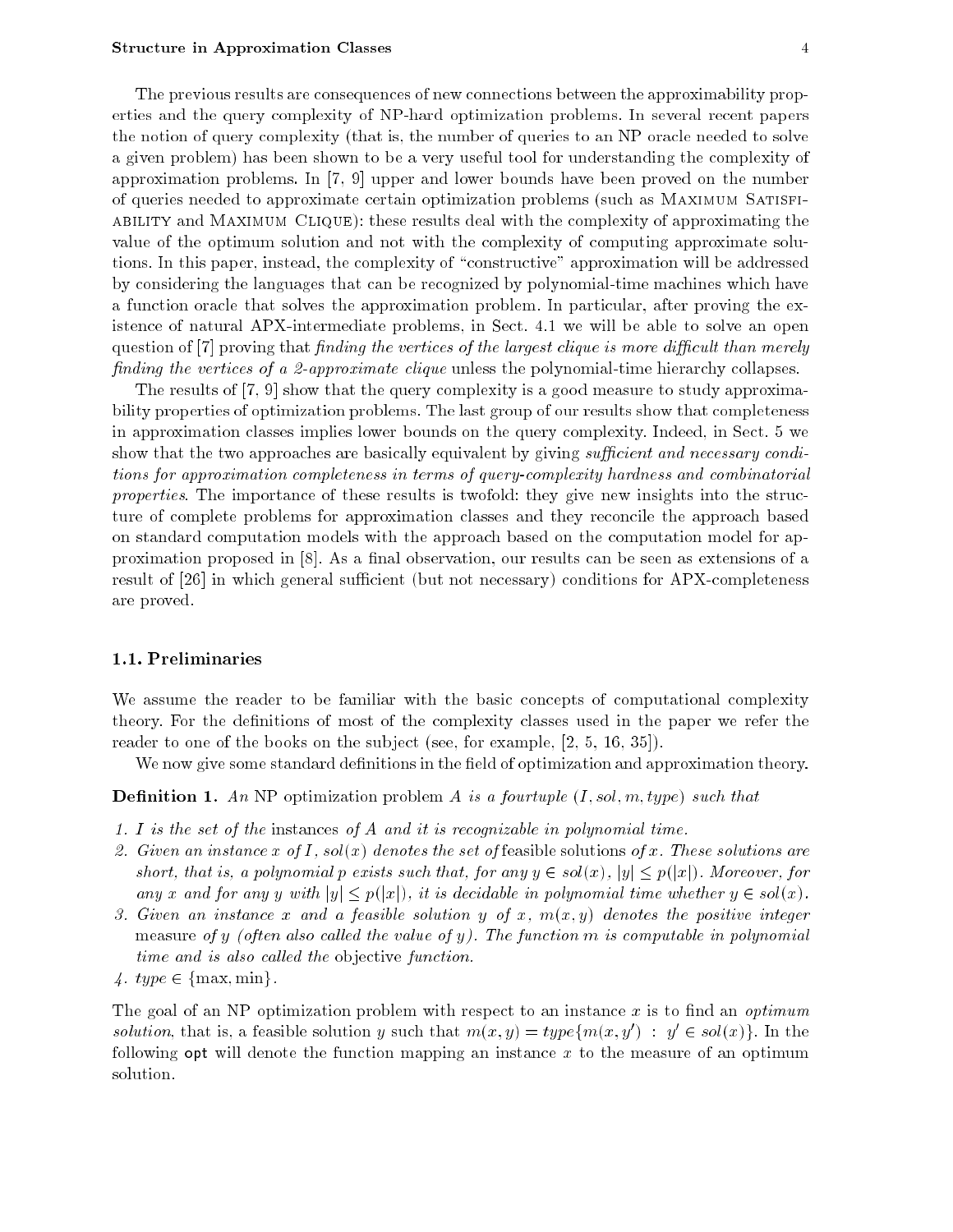The previous results are consequences of new connections between the approximability properties and the query complexity of NP-hard optimization problems. In several recent papers the notion of query complexity (that is, the number of queries to an NP oracle needed to solve a given problem) has been shown to be a very useful tool for understanding the complexity of approximation problems. In [7, 9] upper and lower bounds have been proved on the number of queries needed to approximate certain optimization problems (such as MAXIMUM SATISFIABILITY and MAXIMUM CLIQUE): these results deal with the complexity of approximating the value of the optimum solution and not with the complexity of computing approximate solutions. In this paper, instead, the complexity of "constructive" approximation will be addressed by considering the languages that can be recognized by polynomial-time machines which have a function oracle that solves the approximation problem. In particular, after proving the existence of natural APX-intermediate problems, in Sect. 4.1 we will be able to solve an open question of [7] proving that *finding the vertices of the largest clique is more difficult than merely finding the vertices of a 2-approximate clique* unless the polynomial-time hierarchy collapses.

The results of [7, 9] show that the query complexity is a good measure to study approximability properties of optimization problems. The last group of our results show that completeness in approximation classes implies lower bounds on the query complexity. Indeed, in Sect. 5 we show that the two approaches are basically equivalent by giving *sufficient and necessary conditions for approximation completeness in terms of query-complexity hardness and combinatorial properties*. The importance of these results is twofold: they give new insights into the structure of complete problems for approximation classes and they reconcile the approach based on standard computation models with the approach based on the computation model for approximation proposed in [8]. As a final observation, our results can be seen as extensions of a result of [26] in which general sufficient (but not necessary) conditions for APX-completeness are proved.

### 1.1. Preliminaries

We assume the reader to be familiar with the basic concepts of computational complexity theory. For the definitions of most of the complexity classes used in the paper we refer the reader to one of the books on the subject (see, for example, [2, 5, 16, 35]).

We now give some standard definitions in the field of optimization and approximation theory.

**Definition 1.** *An* NP *optimization problem $A$ is a fourtuple $(I, sol, m, type)$ such that*

1. *$I$ is the set of the* instances *of $A$ and it is recognizable in polynomial time.*
2. *Given an instance $x$ of $I$, $sol(x)$ denotes the set of* feasible solutions *of $x$. These solutions are short, that is, a polynomial $p$ exists such that, for any $y \in sol(x)$, $|y| \leq p(|x|)$. Moreover, for any $x$ and for any $y$ with $|y| \leq p(|x|)$, it is decidable in polynomial time whether $y \in sol(x)$.*
3. *Given an instance $x$ and a feasible solution $y$ of $x$, $m(x, y)$ denotes the positive integer* measure *of $y$ (often also called the value of $y$). The function $m$ is computable in polynomial time and is also called the* objective *function.*
4. *$type \in \{\max, \min\}$.*

The goal of an NP optimization problem with respect to an instance $x$ is to find an *optimum solution*, that is, a feasible solution $y$ such that $m(x, y) = type\{m(x, y') \ : \ y' \in sol(x)\}$. In the following $\mathsf{opt}$ will denote the function mapping an instance $x$ to the measure of an optimum solution.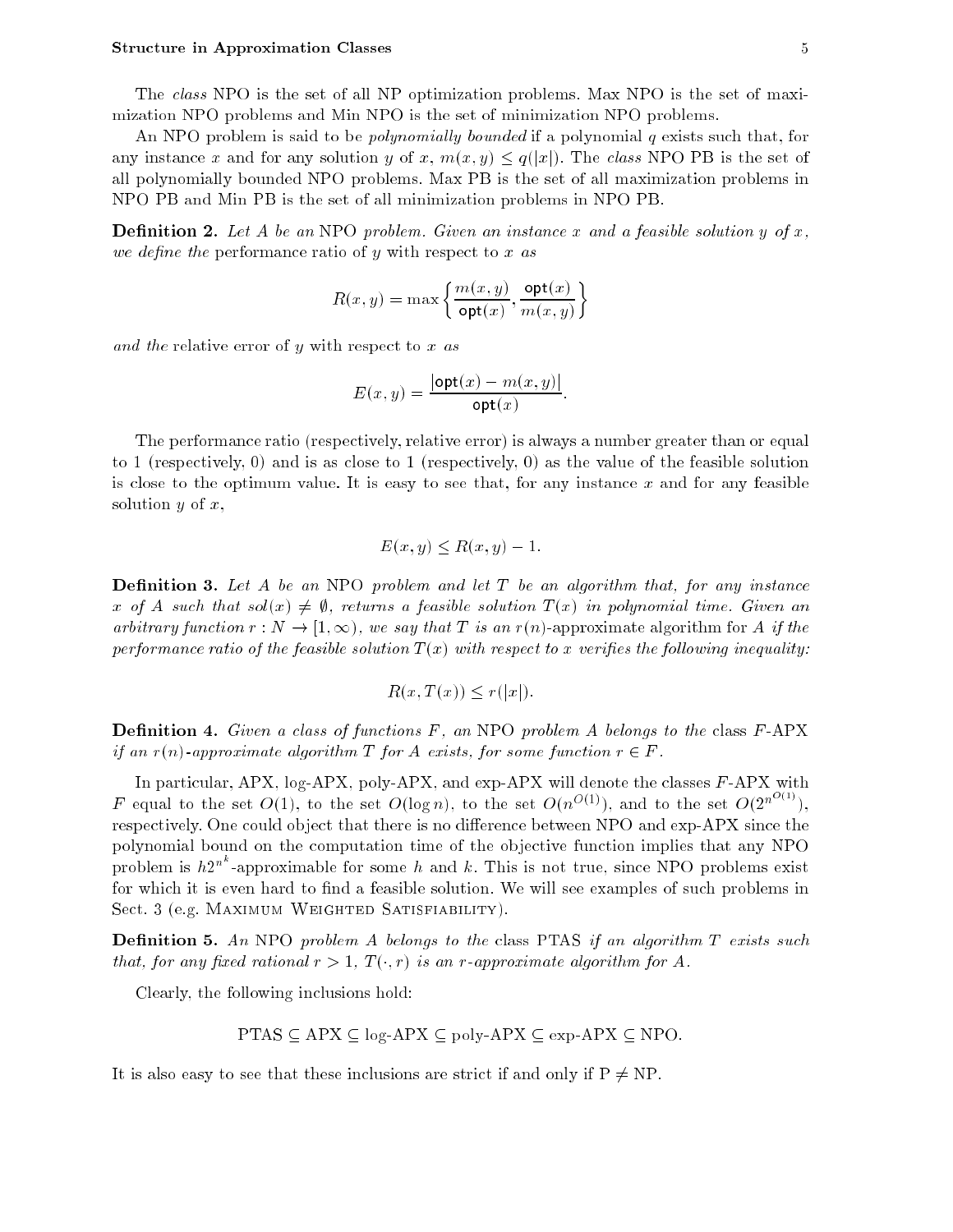The *class* NPO is the set of all NP optimization problems. Max NPO is the set of maximization NPO problems and Min NPO is the set of minimization NPO problems.

An NPO problem is said to be *polynomially bounded* if a polynomial $q$ exists such that, for any instance $x$ and for any solution $y$ of $x$, $m(x, y) \leq q(|x|)$. The *class* NPO PB is the set of all polynomially bounded NPO problems. Max PB is the set of all maximization problems in NPO PB and Min PB is the set of all minimization problems in NPO PB.

**Definition 2.** *Let $A$ be an* NPO *problem. Given an instance $x$ and a feasible solution $y$ of $x$, we define the* performance ratio of $y$ with respect to $x$ *as*

$$R(x, y) = \max\left\{\frac{m(x, y)}{\mathsf{opt}(x)}, \frac{\mathsf{opt}(x)}{m(x, y)}\right\}$$

*and the* relative error of $y$ with respect to $x$ *as*

$$E(x, y) = \frac{|\mathsf{opt}(x) - m(x, y)|}{\mathsf{opt}(x)}.$$

The performance ratio (respectively, relative error) is always a number greater than or equal to 1 (respectively, 0) and is as close to 1 (respectively, 0) as the value of the feasible solution is close to the optimum value. It is easy to see that, for any instance $x$ and for any feasible solution $y$ of $x$,

$$E(x, y) \leq R(x, y) - 1.$$

**Definition 3.** *Let $A$ be an* NPO *problem and let $T$ be an algorithm that, for any instance $x$ of $A$ such that $sol(x) \neq \emptyset$, returns a feasible solution $T(x)$ in polynomial time. Given an arbitrary function $r : N \to [1, \infty)$, we say that $T$ is an* $r(n)$-approximate algorithm for $A$ *if the performance ratio of the feasible solution $T(x)$ with respect to $x$ verifies the following inequality:*

$$R(x, T(x)) \leq r(|x|).$$

**Definition 4.** *Given a class of functions $F$, an* NPO *problem $A$ belongs to the* class $F$-APX *if an $r(n)$-approximate algorithm $T$ for $A$ exists, for some function $r \in F$.*

In particular, APX, log-APX, poly-APX, and exp-APX will denote the classes $F$-APX with $F$ equal to the set $O(1)$, to the set $O(\log n)$, to the set $O(n^{O(1)})$, and to the set $O(2^{n^{O(1)}})$, respectively. One could object that there is no difference between NPO and exp-APX since the polynomial bound on the computation time of the objective function implies that any NPO problem is $h2^{n^k}$-approximable for some $h$ and $k$. This is not true, since NPO problems exist for which it is even hard to find a feasible solution. We will see examples of such problems in Sect. 3 (e.g. Maximum Weighted Satisfiability).

**Definition 5.** *An* NPO *problem $A$ belongs to the* class PTAS *if an algorithm $T$ exists such that, for any fixed rational $r > 1$, $T(\cdot, r)$ is an $r$-approximate algorithm for $A$.*

Clearly, the following inclusions hold:

$$\text{PTAS} \subseteq \text{APX} \subseteq \text{log-APX} \subseteq \text{poly-APX} \subseteq \text{exp-APX} \subseteq \text{NPO}.$$

It is also easy to see that these inclusions are strict if and only if $\text{P} \neq \text{NP}$.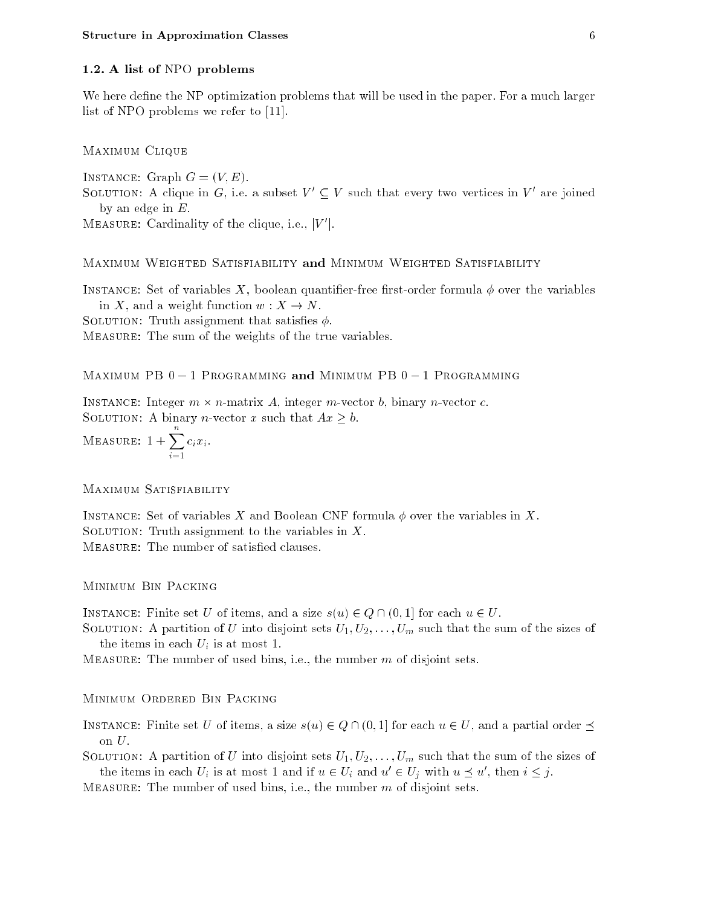### 1.2. A list of NPO problems

We here define the NP optimization problems that will be used in the paper. For a much larger list of NPO problems we refer to [11].

Maximum Clique

Instance: Graph $G = (V, E)$.
Solution: A clique in $G$, i.e. a subset $V' \subseteq V$ such that every two vertices in $V'$ are joined by an edge in $E$.
Measure: Cardinality of the clique, i.e., $|V'|$.

Maximum Weighted Satisfiability **and** Minimum Weighted Satisfiability

Instance: Set of variables $X$, boolean quantifier-free first-order formula $\phi$ over the variables in $X$, and a weight function $w : X \to N$.
Solution: Truth assignment that satisfies $\phi$.
Measure: The sum of the weights of the true variables.

Maximum PB $0-1$ Programming **and** Minimum PB $0-1$ Programming

Instance: Integer $m \times n$-matrix $A$, integer $m$-vector $b$, binary $n$-vector $c$.
Solution: A binary $n$-vector $x$ such that $Ax \geq b$.
Measure: $1 + \sum_{i=1}^{n} c_i x_i$.

Maximum Satisfiability

Instance: Set of variables $X$ and Boolean CNF formula $\phi$ over the variables in $X$.
Solution: Truth assignment to the variables in $X$.
Measure: The number of satisfied clauses.

Minimum Bin Packing

Instance: Finite set $U$ of items, and a size $s(u) \in Q \cap (0, 1]$ for each $u \in U$.
Solution: A partition of $U$ into disjoint sets $U_1, U_2, \ldots, U_m$ such that the sum of the sizes of the items in each $U_i$ is at most 1.
Measure: The number of used bins, i.e., the number $m$ of disjoint sets.

Minimum Ordered Bin Packing

Instance: Finite set $U$ of items, a size $s(u) \in Q \cap (0, 1]$ for each $u \in U$, and a partial order $\preceq$ on $U$.
Solution: A partition of $U$ into disjoint sets $U_1, U_2, \ldots, U_m$ such that the sum of the sizes of the items in each $U_i$ is at most 1 and if $u \in U_i$ and $u' \in U_j$ with $u \preceq u'$, then $i \leq j$.
Measure: The number of used bins, i.e., the number $m$ of disjoint sets.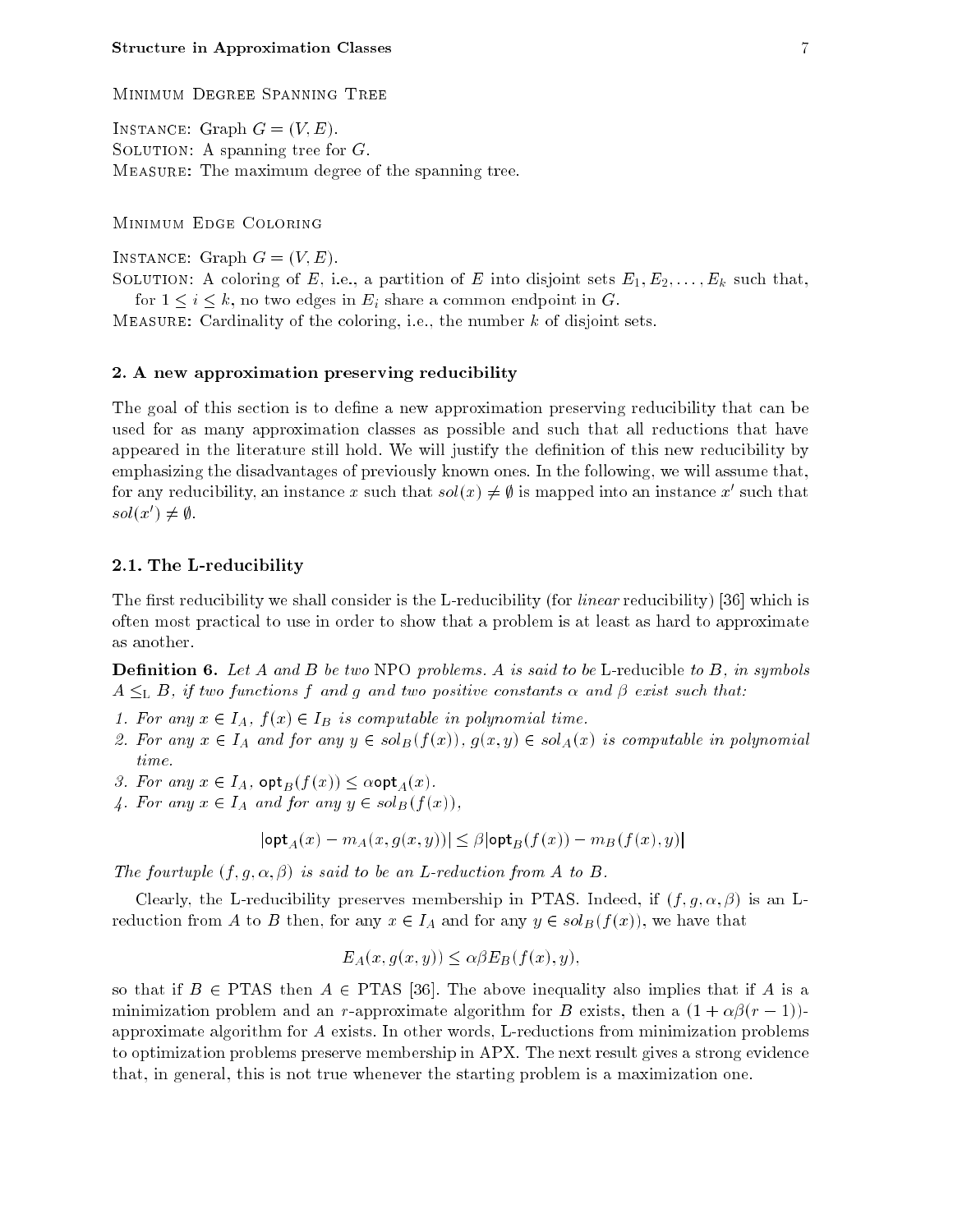Minimum Degree Spanning Tree

Instance: Graph $G = (V, E)$.
Solution: A spanning tree for $G$.
Measure: The maximum degree of the spanning tree.

Minimum Edge Coloring

Instance: Graph $G = (V, E)$.
Solution: A coloring of $E$, i.e., a partition of $E$ into disjoint sets $E_1, E_2, \ldots, E_k$ such that, for $1 \leq i \leq k$, no two edges in $E_i$ share a common endpoint in $G$.
Measure: Cardinality of the coloring, i.e., the number $k$ of disjoint sets.

## 2. A new approximation preserving reducibility

The goal of this section is to define a new approximation preserving reducibility that can be used for as many approximation classes as possible and such that all reductions that have appeared in the literature still hold. We will justify the definition of this new reducibility by emphasizing the disadvantages of previously known ones. In the following, we will assume that, for any reducibility, an instance $x$ such that $sol(x) \neq \emptyset$ is mapped into an instance $x'$ such that $sol(x') \neq \emptyset$.

### 2.1. The L-reducibility

The first reducibility we shall consider is the L-reducibility (for *linear* reducibility) [36] which is often most practical to use in order to show that a problem is at least as hard to approximate as another.

**Definition 6.** *Let $A$ and $B$ be two* NPO *problems. $A$ is said to be* L-reducible *to $B$, in symbols $A \leq_{\rm L} B$, if two functions $f$ and $g$ and two positive constants $\alpha$ and $\beta$ exist such that:*

1. *For any $x \in I_A$, $f(x) \in I_B$ is computable in polynomial time.*
2. *For any $x \in I_A$ and for any $y \in sol_B(f(x))$, $g(x, y) \in sol_A(x)$ is computable in polynomial time.*
3. *For any $x \in I_A$, $\mathsf{opt}_B(f(x)) \leq \alpha \mathsf{opt}_A(x)$.*
4. *For any $x \in I_A$ and for any $y \in sol_B(f(x))$,*

$$|\mathsf{opt}_A(x) - m_A(x, g(x, y))| \leq \beta |\mathsf{opt}_B(f(x)) - m_B(f(x), y)|$$

*The fourtuple $(f, g, \alpha, \beta)$ is said to be an L-reduction from $A$ to $B$.*

Clearly, the L-reducibility preserves membership in PTAS. Indeed, if $(f, g, \alpha, \beta)$ is an L-reduction from $A$ to $B$ then, for any $x \in I_A$ and for any $y \in sol_B(f(x))$, we have that

$$E_A(x, g(x, y)) \leq \alpha\beta E_B(f(x), y),$$

so that if $B \in$ PTAS then $A \in$ PTAS [36]. The above inequality also implies that if $A$ is a minimization problem and an $r$-approximate algorithm for $B$ exists, then a $(1 + \alpha\beta(r - 1))$-approximate algorithm for $A$ exists. In other words, L-reductions from minimization problems to optimization problems preserve membership in APX. The next result gives a strong evidence that, in general, this is not true whenever the starting problem is a maximization one.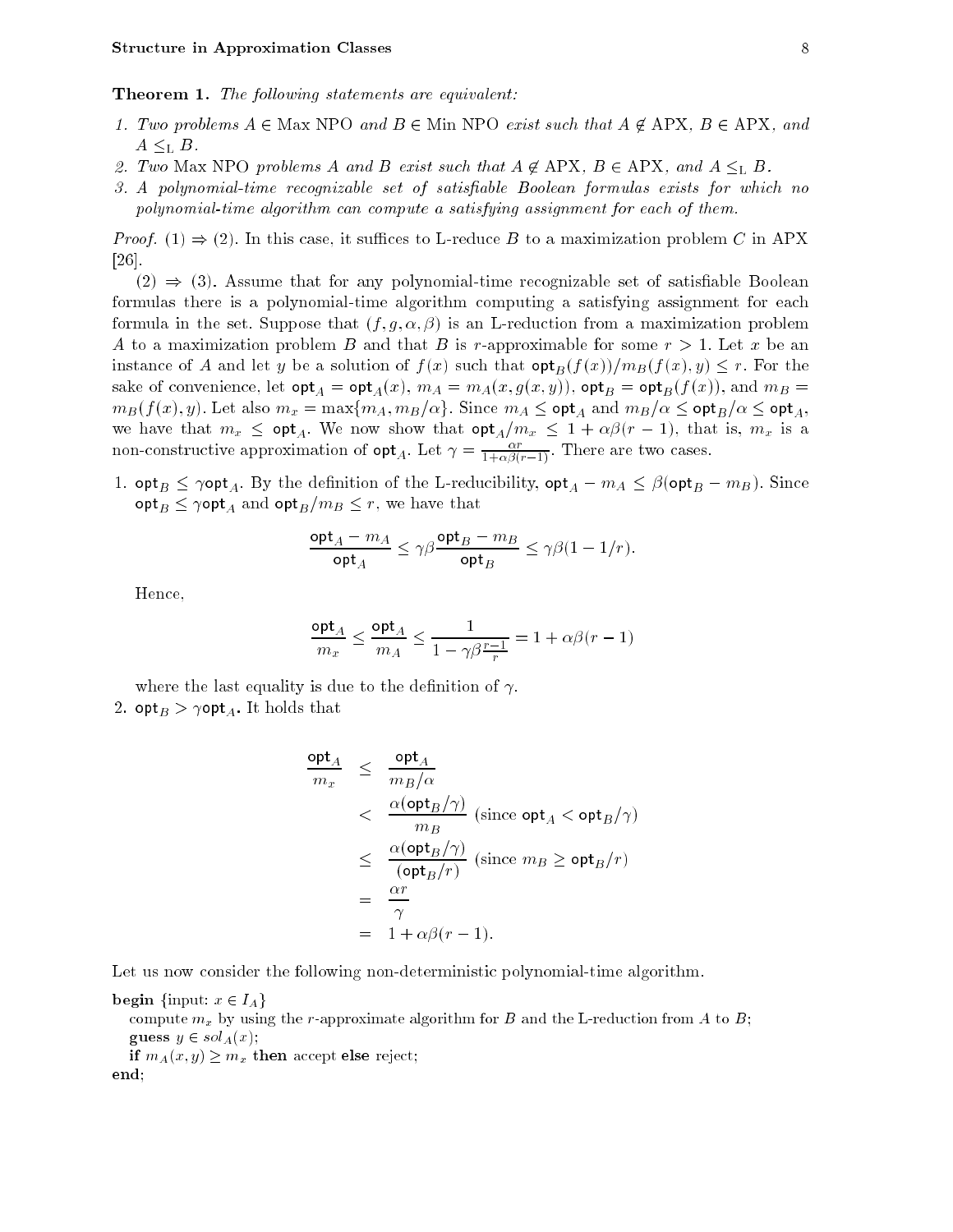**Theorem 1.** *The following statements are equivalent:*

1. *Two problems $A \in$ Max NPO and $B \in$ Min NPO exist such that $A \notin$ APX, $B \in$ APX, and $A \leq_{\mathrm{L}} B$.*
2. *Two* Max NPO *problems $A$ and $B$ exist such that $A \notin$ APX, $B \in$ APX, and $A \leq_{\mathrm{L}} B$.*
3. *A polynomial-time recognizable set of satisfiable Boolean formulas exists for which no polynomial-time algorithm can compute a satisfying assignment for each of them.*

*Proof.* (1) $\Rightarrow$ (2). In this case, it suffices to L-reduce $B$ to a maximization problem $C$ in APX [26].

(2) $\Rightarrow$ (3). Assume that for any polynomial-time recognizable set of satisfiable Boolean formulas there is a polynomial-time algorithm computing a satisfying assignment for each formula in the set. Suppose that $(f, g, \alpha, \beta)$ is an L-reduction from a maximization problem $A$ to a maximization problem $B$ and that $B$ is $r$-approximable for some $r > 1$. Let $x$ be an instance of $A$ and let $y$ be a solution of $f(x)$ such that $\mathsf{opt}_B(f(x))/m_B(f(x), y) \leq r$. For the sake of convenience, let $\mathsf{opt}_A = \mathsf{opt}_A(x)$, $m_A = m_A(x, g(x, y))$, $\mathsf{opt}_B = \mathsf{opt}_B(f(x))$, and $m_B = m_B(f(x), y)$. Let also $m_x = \max\{m_A, m_B/\alpha\}$. Since $m_A \leq \mathsf{opt}_A$ and $m_B/\alpha \leq \mathsf{opt}_B/\alpha \leq \mathsf{opt}_A$, we have that $m_x \leq \mathsf{opt}_A$. We now show that $\mathsf{opt}_A/m_x \leq 1 + \alpha\beta(r-1)$, that is, $m_x$ is a non-constructive approximation of $\mathsf{opt}_A$. Let $\gamma = \frac{\alpha r}{1+\alpha\beta(r-1)}$. There are two cases.

1. $\mathsf{opt}_B \leq \gamma \mathsf{opt}_A$. By the definition of the L-reducibility, $\mathsf{opt}_A - m_A \leq \beta(\mathsf{opt}_B - m_B)$. Since $\mathsf{opt}_B \leq \gamma\mathsf{opt}_A$ and $\mathsf{opt}_B/m_B \leq r$, we have that

$$\frac{\mathsf{opt}_A - m_A}{\mathsf{opt}_A} \leq \gamma\beta\frac{\mathsf{opt}_B - m_B}{\mathsf{opt}_B} \leq \gamma\beta(1 - 1/r).$$

Hence,

$$\frac{\mathsf{opt}_A}{m_x} \leq \frac{\mathsf{opt}_A}{m_A} \leq \frac{1}{1 - \gamma\beta\frac{r-1}{r}} = 1 + \alpha\beta(r-1)$$

where the last equality is due to the definition of $\gamma$.

2. $\mathsf{opt}_B > \gamma\mathsf{opt}_A$**.** It holds that

$$\begin{aligned}
\frac{\mathsf{opt}_A}{m_x} &\leq \frac{\mathsf{opt}_A}{m_B/\alpha} \\
&< \frac{\alpha(\mathsf{opt}_B/\gamma)}{m_B} \text{ (since } \mathsf{opt}_A < \mathsf{opt}_B/\gamma) \\
&\leq \frac{\alpha(\mathsf{opt}_B/\gamma)}{(\mathsf{opt}_B/r)} \text{ (since } m_B \geq \mathsf{opt}_B/r) \\
&= \frac{\alpha r}{\gamma} \\
&= 1 + \alpha\beta(r-1).
\end{aligned}$$

Let us now consider the following non-deterministic polynomial-time algorithm.

```
begin {input: x ∈ I_A}
   compute m_x by using the r-approximate algorithm for B and the L-reduction from A to B;
   guess y ∈ sol_A(x);
   if m_A(x, y) ≥ m_x then accept else reject;
end;
```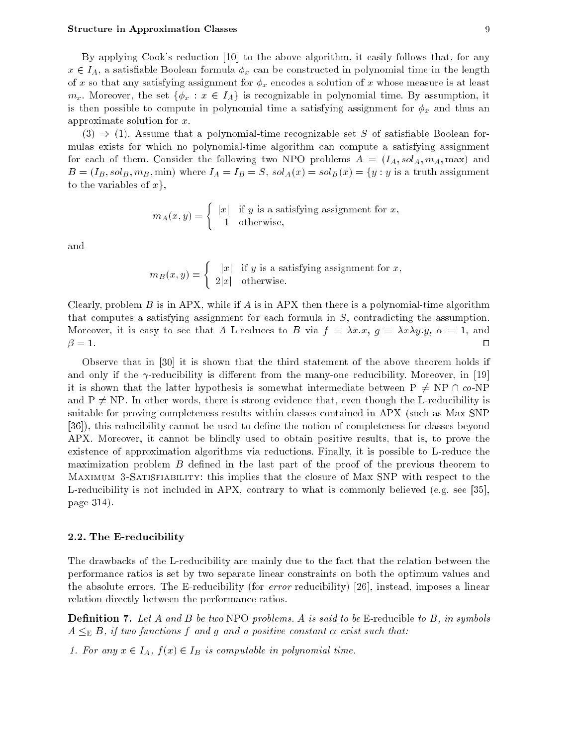By applying Cook's reduction [10] to the above algorithm, it easily follows that, for any $x \in I_A$, a satisfiable Boolean formula $\phi_x$ can be constructed in polynomial time in the length of $x$ so that any satisfying assignment for $\phi_x$ encodes a solution of $x$ whose measure is at least $m_x$. Moreover, the set $\{\phi_x : x \in I_A\}$ is recognizable in polynomial time. By assumption, it is then possible to compute in polynomial time a satisfying assignment for $\phi_x$ and thus an approximate solution for $x$.

(3) $\Rightarrow$ (1). Assume that a polynomial-time recognizable set $S$ of satisfiable Boolean formulas exists for which no polynomial-time algorithm can compute a satisfying assignment for each of them. Consider the following two NPO problems $A = (I_A, sol_A, m_A, \max)$ and $B = (I_B, sol_B, m_B, \min)$ where $I_A = I_B = S$, $sol_A(x) = sol_B(x) = \{y : y \text{ is a truth assignment to the variables of } x\}$,

$$m_A(x, y) = \begin{cases} |x| & \text{if } y \text{ is a satisfying assignment for } x, \\ 1 & \text{otherwise,} \end{cases}$$

and

$$m_B(x, y) = \begin{cases} |x| & \text{if } y \text{ is a satisfying assignment for } x, \\ 2|x| & \text{otherwise.} \end{cases}$$

Clearly, problem $B$ is in APX, while if $A$ is in APX then there is a polynomial-time algorithm that computes a satisfying assignment for each formula in $S$, contradicting the assumption. Moreover, it is easy to see that $A$ L-reduces to $B$ via $f \equiv \lambda x.x$, $g \equiv \lambda x \lambda y.y$, $\alpha = 1$, and $\beta = 1$. □

Observe that in [30] it is shown that the third statement of the above theorem holds if and only if the $\gamma$-reducibility is different from the many-one reducibility. Moreover, in [19] it is shown that the latter hypothesis is somewhat intermediate between P $\neq$ NP $\cap$ *co*-NP and P $\neq$ NP. In other words, there is strong evidence that, even though the L-reducibility is suitable for proving completeness results within classes contained in APX (such as Max SNP [36]), this reducibility cannot be used to define the notion of completeness for classes beyond APX. Moreover, it cannot be blindly used to obtain positive results, that is, to prove the existence of approximation algorithms via reductions. Finally, it is possible to L-reduce the maximization problem $B$ defined in the last part of the proof of the previous theorem to Maximum 3-Satisfiability: this implies that the closure of Max SNP with respect to the L-reducibility is not included in APX, contrary to what is commonly believed (e.g. see [35], page 314).

### 2.2. The E-reducibility

The drawbacks of the L-reducibility are mainly due to the fact that the relation between the performance ratios is set by two separate linear constraints on both the optimum values and the absolute errors. The E-reducibility (for *error* reducibility) [26], instead, imposes a linear relation directly between the performance ratios.

**Definition 7.** *Let $A$ and $B$ be two* NPO *problems. $A$ is said to be* E-reducible *to $B$, in symbols $A \leq_{\mathrm{E}} B$, if two functions $f$ and $g$ and a positive constant $\alpha$ exist such that:*

1. *For any $x \in I_A$, $f(x) \in I_B$ is computable in polynomial time.*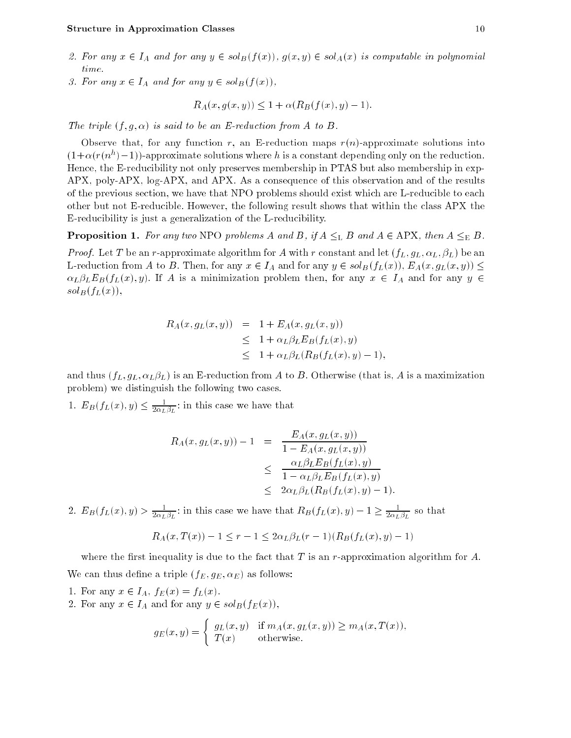2. *For any $x \in I_A$ and for any $y \in sol_B(f(x))$, $g(x,y) \in sol_A(x)$ is computable in polynomial time.*
3. *For any $x \in I_A$ and for any $y \in sol_B(f(x))$,*

$$R_A(x, g(x,y)) \leq 1 + \alpha(R_B(f(x), y) - 1).$$

*The triple $(f, g, \alpha)$ is said to be an E-reduction from $A$ to $B$.*

Observe that, for any function $r$, an E-reduction maps $r(n)$-approximate solutions into $(1+\alpha(r(n^h)-1))$-approximate solutions where $h$ is a constant depending only on the reduction. Hence, the E-reducibility not only preserves membership in PTAS but also membership in exp-APX, poly-APX, log-APX, and APX. As a consequence of this observation and of the results of the previous section, we have that NPO problems should exist which are L-reducible to each other but not E-reducible. However, the following result shows that within the class APX the E-reducibility is just a generalization of the L-reducibility.

**Proposition 1.** *For any two* NPO *problems $A$ and $B$, if $A \leq_{\mathrm{L}} B$ and $A \in$ APX, then $A \leq_{\mathrm{E}} B$.*

*Proof.* Let $T$ be an $r$-approximate algorithm for $A$ with $r$ constant and let $(f_L, g_L, \alpha_L, \beta_L)$ be an L-reduction from $A$ to $B$. Then, for any $x \in I_A$ and for any $y \in sol_B(f_L(x))$, $E_A(x, g_L(x,y)) \leq \alpha_L \beta_L E_B(f_L(x), y)$. If $A$ is a minimization problem then, for any $x \in I_A$ and for any $y \in sol_B(f_L(x))$,

$$\begin{aligned}
R_A(x, g_L(x,y)) &= 1 + E_A(x, g_L(x,y)) \\
&\leq 1 + \alpha_L \beta_L E_B(f_L(x), y) \\
&\leq 1 + \alpha_L \beta_L (R_B(f_L(x), y) - 1),
\end{aligned}$$

and thus $(f_L, g_L, \alpha_L \beta_L)$ is an E-reduction from $A$ to $B$. Otherwise (that is, $A$ is a maximization problem) we distinguish the following two cases.

1. $E_B(f_L(x), y) \leq \frac{1}{2\alpha_L \beta_L}$: in this case we have that

$$\begin{aligned}
R_A(x, g_L(x,y)) - 1 &= \frac{E_A(x, g_L(x,y))}{1 - E_A(x, g_L(x,y))} \\
&\leq \frac{\alpha_L \beta_L E_B(f_L(x), y)}{1 - \alpha_L \beta_L E_B(f_L(x), y)} \\
&\leq 2\alpha_L \beta_L (R_B(f_L(x), y) - 1).
\end{aligned}$$

2. $E_B(f_L(x), y) > \frac{1}{2\alpha_L \beta_L}$: in this case we have that $R_B(f_L(x), y) - 1 \geq \frac{1}{2\alpha_L \beta_L}$ so that

$$R_A(x, T(x)) - 1 \leq r - 1 \leq 2\alpha_L \beta_L (r-1)(R_B(f_L(x), y) - 1)$$

where the first inequality is due to the fact that $T$ is an $r$-approximation algorithm for $A$.

We can thus define a triple $(f_E, g_E, \alpha_E)$ as follows:

1. For any $x \in I_A$, $f_E(x) = f_L(x)$.
2. For any $x \in I_A$ and for any $y \in sol_B(f_E(x))$,

$$g_E(x,y) = \begin{cases} g_L(x,y) & \text{if } m_A(x, g_L(x,y)) \geq m_A(x, T(x)), \\ T(x) & \text{otherwise.} \end{cases}$$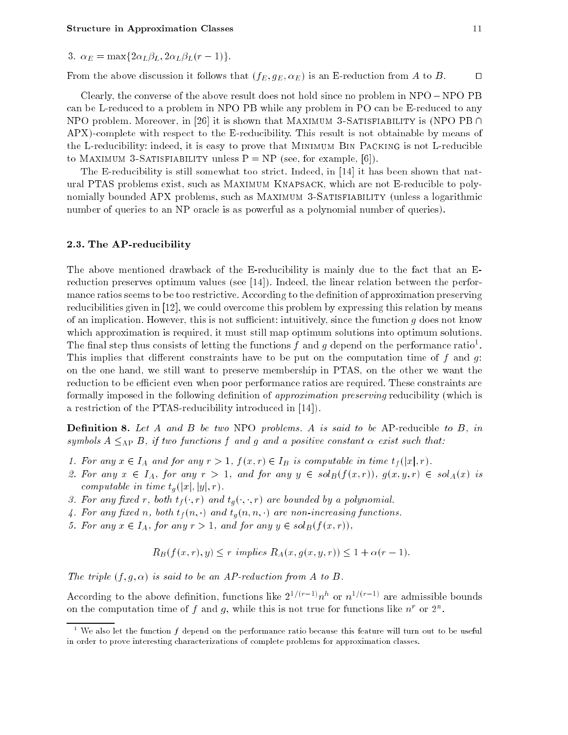3. $\alpha_E = \max\{2\alpha_L\beta_L, 2\alpha_L\beta_L(r-1)\}$.

From the above discussion it follows that $(f_E, g_E, \alpha_E)$ is an E-reduction from $A$ to $B$. □

Clearly, the converse of the above result does not hold since no problem in NPO − NPO PB can be L-reduced to a problem in NPO PB while any problem in PO can be E-reduced to any NPO problem. Moreover, in [26] it is shown that Maximum 3-Satisfiability is (NPO PB ∩ APX)-complete with respect to the E-reducibility. This result is not obtainable by means of the L-reducibility: indeed, it is easy to prove that Minimum Bin Packing is not L-reducible to Maximum 3-Satisfiability unless P = NP (see, for example, [6]).

The E-reducibility is still somewhat too strict. Indeed, in [14] it has been shown that natural PTAS problems exist, such as Maximum Knapsack, which are not E-reducible to polynomially bounded APX problems, such as Maximum 3-Satisfiability (unless a logarithmic number of queries to an NP oracle is as powerful as a polynomial number of queries).

### 2.3. The AP-reducibility

The above mentioned drawback of the E-reducibility is mainly due to the fact that an E-reduction preserves optimum values (see [14]). Indeed, the linear relation between the performance ratios seems to be too restrictive. According to the definition of approximation preserving reducibilities given in [12], we could overcome this problem by expressing this relation by means of an implication. However, this is not sufficient: intuitively, since the function $g$ does not know which approximation is required, it must still map optimum solutions into optimum solutions. The final step thus consists of letting the functions $f$ and $g$ depend on the performance ratio[1]. This implies that different constraints have to be put on the computation time of $f$ and $g$: on the one hand, we still want to preserve membership in PTAS, on the other we want the reduction to be efficient even when poor performance ratios are required. These constraints are formally imposed in the following definition of *approximation preserving* reducibility (which is a restriction of the PTAS-reducibility introduced in [14]).

**Definition 8.** *Let $A$ and $B$ be two* NPO *problems. $A$ is said to be* AP-reducible *to $B$, in symbols $A \leq_{\mathrm{AP}} B$, if two functions $f$ and $g$ and a positive constant $\alpha$ exist such that:*

1. *For any $x \in I_A$ and for any $r > 1$, $f(x,r) \in I_B$ is computable in time $t_f(|x|, r)$.*
2. *For any $x \in I_A$, for any $r > 1$, and for any $y \in sol_B(f(x,r))$, $g(x,y,r) \in sol_A(x)$ is computable in time $t_g(|x|, |y|, r)$.*
3. *For any fixed $r$, both $t_f(\cdot, r)$ and $t_g(\cdot, \cdot, r)$ are bounded by a polynomial.*
4. *For any fixed $n$, both $t_f(n, \cdot)$ and $t_g(n, n, \cdot)$ are non-increasing functions.*
5. *For any $x \in I_A$, for any $r > 1$, and for any $y \in sol_B(f(x,r))$,*

$$R_B(f(x,r), y) \leq r \text{ implies } R_A(x, g(x,y,r)) \leq 1 + \alpha(r-1).$$

*The triple $(f, g, \alpha)$ is said to be an AP-reduction from $A$ to $B$.*

According to the above definition, functions like $2^{1/(r-1)}n^h$ or $n^{1/(r-1)}$ are admissible bounds on the computation time of $f$ and $g$, while this is not true for functions like $n^r$ or $2^n$.

[1] We also let the function $f$ depend on the performance ratio because this feature will turn out to be useful in order to prove interesting characterizations of complete problems for approximation classes.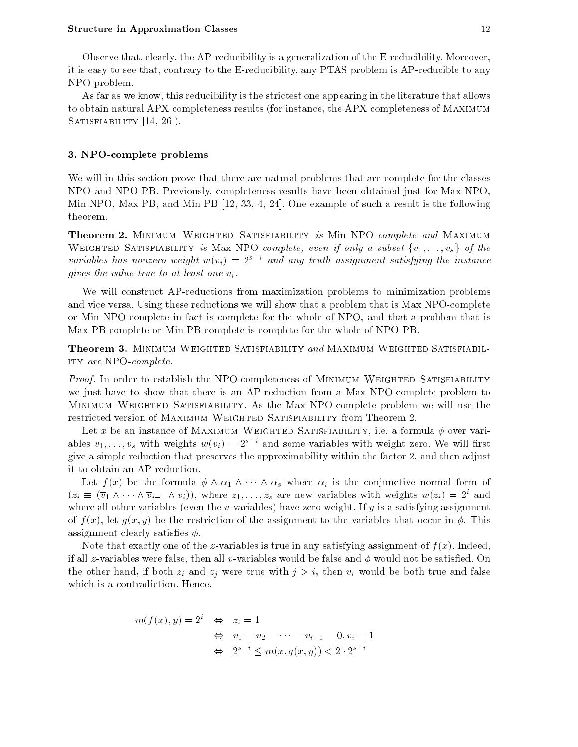Observe that, clearly, the AP-reducibility is a generalization of the E-reducibility. Moreover, it is easy to see that, contrary to the E-reducibility, any PTAS problem is AP-reducible to any NPO problem.

As far as we know, this reducibility is the strictest one appearing in the literature that allows to obtain natural APX-completeness results (for instance, the APX-completeness of Maximum Satisfiability [14, 26]).

## 3. NPO-complete problems

We will in this section prove that there are natural problems that are complete for the classes NPO and NPO PB. Previously, completeness results have been obtained just for Max NPO, Min NPO, Max PB, and Min PB [12, 33, 4, 24]. One example of such a result is the following theorem.

**Theorem 2.** Minimum Weighted Satisfiability *is* Min NPO*-complete and* Maximum Weighted Satisfiability *is* Max NPO*-complete, even if only a subset* $\{v_1, \ldots, v_s\}$ *of the variables has nonzero weight* $w(v_i) = 2^{s-i}$ *and any truth assignment satisfying the instance gives the value true to at least one* $v_i$.

We will construct AP-reductions from maximization problems to minimization problems and vice versa. Using these reductions we will show that a problem that is Max NPO-complete or Min NPO-complete in fact is complete for the whole of NPO, and that a problem that is Max PB-complete or Min PB-complete is complete for the whole of NPO PB.

**Theorem 3.** Minimum Weighted Satisfiability *and* Maximum Weighted Satisfiability *are* NPO*-complete.*

*Proof.* In order to establish the NPO-completeness of Minimum Weighted Satisfiability we just have to show that there is an AP-reduction from a Max NPO-complete problem to Minimum Weighted Satisfiability. As the Max NPO-complete problem we will use the restricted version of Maximum Weighted Satisfiability from Theorem 2.

Let $x$ be an instance of Maximum Weighted Satisfiability, i.e. a formula $\phi$ over variables $v_1, \ldots, v_s$ with weights $w(v_i) = 2^{s-i}$ and some variables with weight zero. We will first give a simple reduction that preserves the approximability within the factor 2, and then adjust it to obtain an AP-reduction.

Let $f(x)$ be the formula $\phi \wedge \alpha_1 \wedge \cdots \wedge \alpha_s$ where $\alpha_i$ is the conjunctive normal form of $(z_i \equiv (\overline{v}_1 \wedge \cdots \wedge \overline{v}_{i-1} \wedge v_i))$, where $z_1, \ldots, z_s$ are new variables with weights $w(z_i) = 2^i$ and where all other variables (even the $v$-variables) have zero weight. If $y$ is a satisfying assignment of $f(x)$, let $g(x, y)$ be the restriction of the assignment to the variables that occur in $\phi$. This assignment clearly satisfies $\phi$.

Note that exactly one of the $z$-variables is true in any satisfying assignment of $f(x)$. Indeed, if all $z$-variables were false, then all $v$-variables would be false and $\phi$ would not be satisfied. On the other hand, if both $z_i$ and $z_j$ were true with $j > i$, then $v_i$ would be both true and false which is a contradiction. Hence,

$$
\begin{aligned}
m(f(x), y) = 2^i \quad &\Leftrightarrow \quad z_i = 1 \\
&\Leftrightarrow \quad v_1 = v_2 = \cdots = v_{i-1} = 0, v_i = 1 \\
&\Leftrightarrow \quad 2^{s-i} \leq m(x, g(x, y)) < 2 \cdot 2^{s-i}
\end{aligned}
$$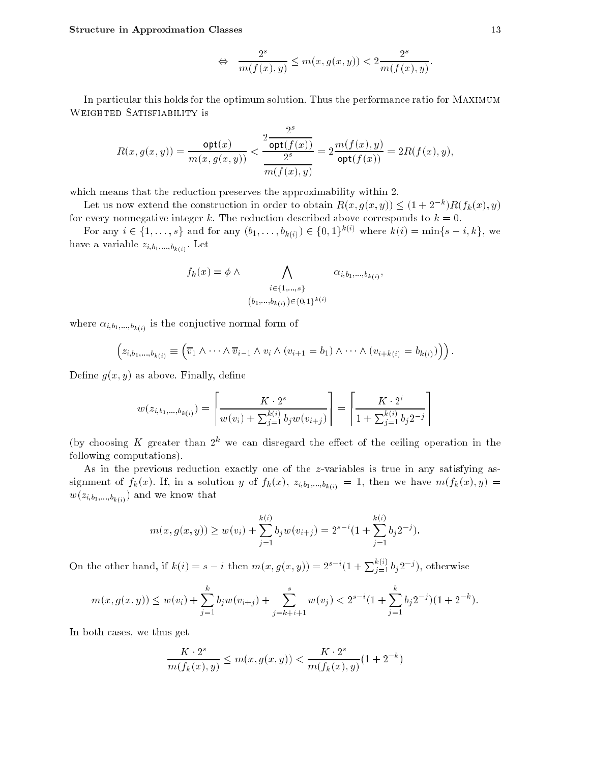$$\Leftrightarrow \quad \frac{2^s}{m(f(x),y)} \leq m(x, g(x,y)) < 2\frac{2^s}{m(f(x),y)}.$$

In particular this holds for the optimum solution. Thus the performance ratio for Maximum Weighted Satisfiability is

$$R(x, g(x,y)) = \frac{\mathsf{opt}(x)}{m(x, g(x,y))} < \frac{2\dfrac{2^s}{\mathsf{opt}(f(x))}}{\dfrac{2^s}{m(f(x),y)}} = 2\frac{m(f(x),y)}{\mathsf{opt}(f(x))} = 2R(f(x),y),$$

which means that the reduction preserves the approximability within 2.

Let us now extend the construction in order to obtain $R(x, g(x,y)) \leq (1+2^{-k})R(f_k(x),y)$ for every nonnegative integer $k$. The reduction described above corresponds to $k=0$.

For any $i \in \{1, \ldots, s\}$ and for any $(b_1, \ldots, b_{k(i)}) \in \{0,1\}^{k(i)}$ where $k(i) = \min\{s-i, k\}$, we have a variable $z_{i,b_1,\ldots,b_{k(i)}}$. Let

$$f_k(x) = \phi \wedge \bigwedge_{\substack{i \in \{1,\ldots,s\} \\ (b_1,\ldots,b_{k(i)}) \in \{0,1\}^{k(i)}}} \alpha_{i,b_1,\ldots,b_{k(i)}},$$

where $\alpha_{i,b_1,\ldots,b_{k(i)}}$ is the conjuctive normal form of

$$\left(z_{i,b_1,\ldots,b_{k(i)}} \equiv \left(\overline{v}_1 \wedge \cdots \wedge \overline{v}_{i-1} \wedge v_i \wedge (v_{i+1} = b_1) \wedge \cdots \wedge (v_{i+k(i)} = b_{k(i)})\right)\right).$$

Define $g(x,y)$ as above. Finally, define

$$w(z_{i,b_1,\ldots,b_{k(i)}}) = \left\lceil \frac{K \cdot 2^s}{w(v_i) + \sum_{j=1}^{k(i)} b_j w(v_{i+j})} \right\rceil = \left\lceil \frac{K \cdot 2^i}{1 + \sum_{j=1}^{k(i)} b_j 2^{-j}} \right\rceil$$

(by choosing $K$ greater than $2^k$ we can disregard the effect of the ceiling operation in the following computations).

As in the previous reduction exactly one of the $z$-variables is true in any satisfying assignment of $f_k(x)$. If, in a solution $y$ of $f_k(x)$, $z_{i,b_1,\ldots,b_{k(i)}} = 1$, then we have $m(f_k(x),y) = w(z_{i,b_1,\ldots,b_{k(i)}})$ and we know that

$$m(x, g(x,y)) \geq w(v_i) + \sum_{j=1}^{k(i)} b_j w(v_{i+j}) = 2^{s-i}(1 + \sum_{j=1}^{k(i)} b_j 2^{-j}).$$

On the other hand, if $k(i) = s-i$ then $m(x, g(x,y)) = 2^{s-i}(1 + \sum_{j=1}^{k(i)} b_j 2^{-j})$, otherwise

$$m(x, g(x,y)) \leq w(v_i) + \sum_{j=1}^{k} b_j w(v_{i+j}) + \sum_{j=k+i+1}^{s} w(v_j) < 2^{s-i}(1 + \sum_{j=1}^{k} b_j 2^{-j})(1+2^{-k}).$$

In both cases, we thus get

$$\frac{K \cdot 2^s}{m(f_k(x),y)} \leq m(x, g(x,y)) < \frac{K \cdot 2^s}{m(f_k(x),y)}(1+2^{-k})$$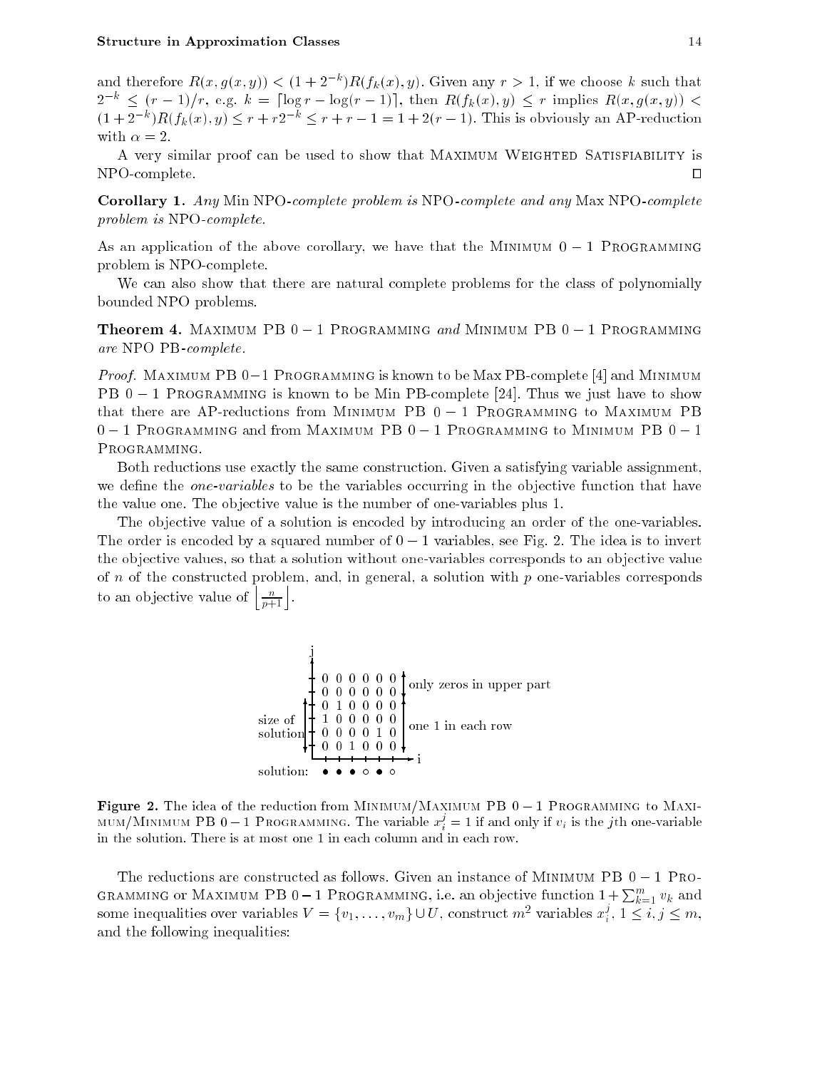and therefore $R(x, g(x,y)) < (1 + 2^{-k})R(f_k(x), y)$. Given any $r > 1$, if we choose $k$ such that $2^{-k} \leq (r-1)/r$, e.g. $k = \lceil \log r - \log(r-1) \rceil$, then $R(f_k(x), y) \leq r$ implies $R(x, g(x,y)) < (1 + 2^{-k})R(f_k(x), y) \leq r + r2^{-k} \leq r + r - 1 = 1 + 2(r-1)$. This is obviously an AP-reduction with $\alpha = 2$.

A very similar proof can be used to show that Maximum Weighted Satisfiability is NPO-complete. □

**Corollary 1.** *Any* Min NPO*-complete problem is* NPO*-complete and any* Max NPO*-complete problem is* NPO*-complete.*

As an application of the above corollary, we have that the Minimum $0-1$ Programming problem is NPO-complete.

We can also show that there are natural complete problems for the class of polynomially bounded NPO problems.

**Theorem 4.** Maximum PB $0-1$ Programming *and* Minimum PB $0-1$ Programming *are* NPO PB*-complete.*

*Proof.* Maximum PB $0-1$ Programming is known to be Max PB-complete [4] and Minimum PB $0-1$ Programming is known to be Min PB-complete [24]. Thus we just have to show that there are AP-reductions from Minimum PB $0-1$ Programming to Maximum PB $0-1$ Programming and from Maximum PB $0-1$ Programming to Minimum PB $0-1$ Programming.

Both reductions use exactly the same construction. Given a satisfying variable assignment, we define the *one-variables* to be the variables occurring in the objective function that have the value one. The objective value is the number of one-variables plus 1.

The objective value of a solution is encoded by introducing an order of the one-variables. The order is encoded by a squared number of $0-1$ variables, see Fig. 2. The idea is to invert the objective values, so that a solution without one-variables corresponds to an objective value of $n$ of the constructed problem, and, in general, a solution with $p$ one-variables corresponds to an objective value of $\left\lfloor \frac{n}{p+1} \right\rfloor$.

**Figure 2.** The idea of the reduction from Minimum/Maximum PB $0-1$ Programming to Maximum/Minimum PB $0-1$ Programming. The variable $x_i^j = 1$ if and only if $v_i$ is the $j$th one-variable in the solution. There is at most one 1 in each column and in each row.

The reductions are constructed as follows. Given an instance of Minimum PB $0-1$ Programming or Maximum PB $0-1$ Programming, i.e. an objective function $1 + \sum_{k=1}^{m} v_k$ and some inequalities over variables $V = \{v_1, \ldots, v_m\} \cup U$, construct $m^2$ variables $x_i^j$, $1 \leq i, j \leq m$, and the following inequalities: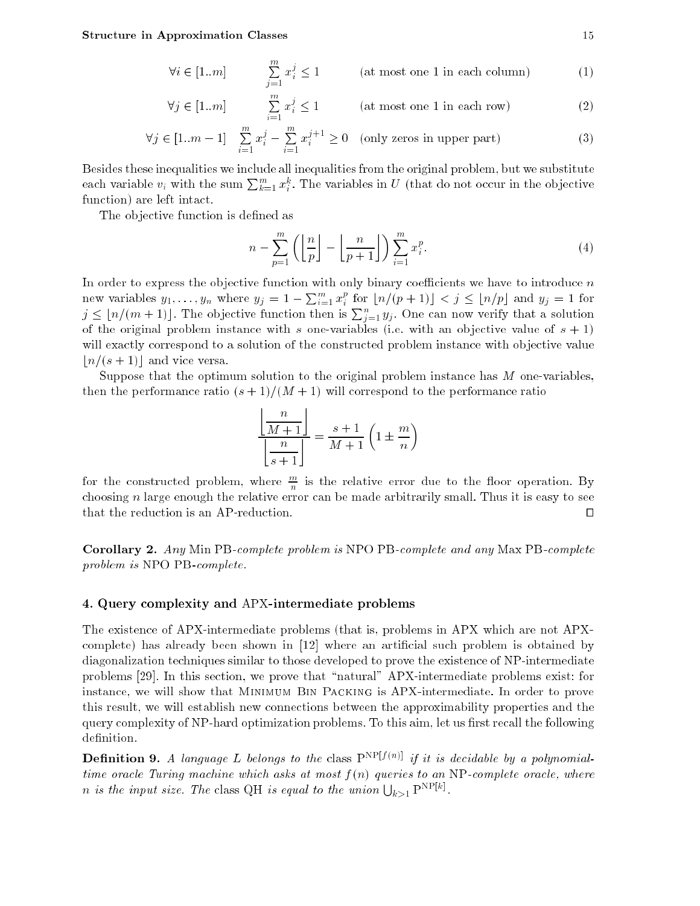$$\forall i \in [1..m] \qquad \sum_{j=1}^{m} x_i^j \leq 1 \qquad \text{(at most one 1 in each column)} \tag{1}$$

$$\forall j \in [1..m] \qquad \sum_{i=1}^{m} x_i^j \leq 1 \qquad \text{(at most one 1 in each row)} \tag{2}$$

$$\forall j \in [1..m-1] \quad \sum_{i=1}^{m} x_i^j - \sum_{i=1}^{m} x_i^{j+1} \geq 0 \quad \text{(only zeros in upper part)} \tag{3}$$

Besides these inequalities we include all inequalities from the original problem, but we substitute each variable $v_i$ with the sum $\sum_{k=1}^{m} x_i^k$. The variables in $U$ (that do not occur in the objective function) are left intact.

The objective function is defined as

$$n - \sum_{p=1}^{m} \left( \left\lfloor \frac{n}{p} \right\rfloor - \left\lfloor \frac{n}{p+1} \right\rfloor \right) \sum_{i=1}^{m} x_i^p. \tag{4}$$

In order to express the objective function with only binary coefficients we have to introduce $n$ new variables $y_1, \ldots, y_n$ where $y_j = 1 - \sum_{i=1}^{m} x_i^p$ for $\lfloor n/(p+1) \rfloor < j \leq \lfloor n/p \rfloor$ and $y_j = 1$ for $j \leq \lfloor n/(m+1) \rfloor$. The objective function then is $\sum_{j=1}^{n} y_j$. One can now verify that a solution of the original problem instance with $s$ one-variables (i.e. with an objective value of $s+1$) will exactly correspond to a solution of the constructed problem instance with objective value $\lfloor n/(s+1) \rfloor$ and vice versa.

Suppose that the optimum solution to the original problem instance has $M$ one-variables, then the performance ratio $(s+1)/(M+1)$ will correspond to the performance ratio

$$\frac{\left\lfloor \dfrac{n}{M+1} \right\rfloor}{\left\lfloor \dfrac{n}{s+1} \right\rfloor} = \frac{s+1}{M+1} \left( 1 \pm \frac{m}{n} \right)$$

for the constructed problem, where $\frac{m}{n}$ is the relative error due to the floor operation. By choosing $n$ large enough the relative error can be made arbitrarily small. Thus it is easy to see that the reduction is an AP-reduction. □

**Corollary 2.** *Any* Min PB*-complete problem is* NPO PB*-complete and any* Max PB*-complete problem is* NPO PB*-complete.*

## 4. Query complexity and APX-intermediate problems

The existence of APX-intermediate problems (that is, problems in APX which are not APX-complete) has already been shown in [12] where an artificial such problem is obtained by diagonalization techniques similar to those developed to prove the existence of NP-intermediate problems [29]. In this section, we prove that "natural" APX-intermediate problems exist: for instance, we will show that Minimum Bin Packing is APX-intermediate. In order to prove this result, we will establish new connections between the approximability properties and the query complexity of NP-hard optimization problems. To this aim, let us first recall the following definition.

**Definition 9.** *A language $L$ belongs to the* class $\mathrm{P}^{\mathrm{NP}[f(n)]}$ *if it is decidable by a polynomial-time oracle Turing machine which asks at most $f(n)$ queries to an* NP*-complete oracle, where $n$ is the input size. The* class QH *is equal to the union* $\bigcup_{k>1} \mathrm{P}^{\mathrm{NP}[k]}$.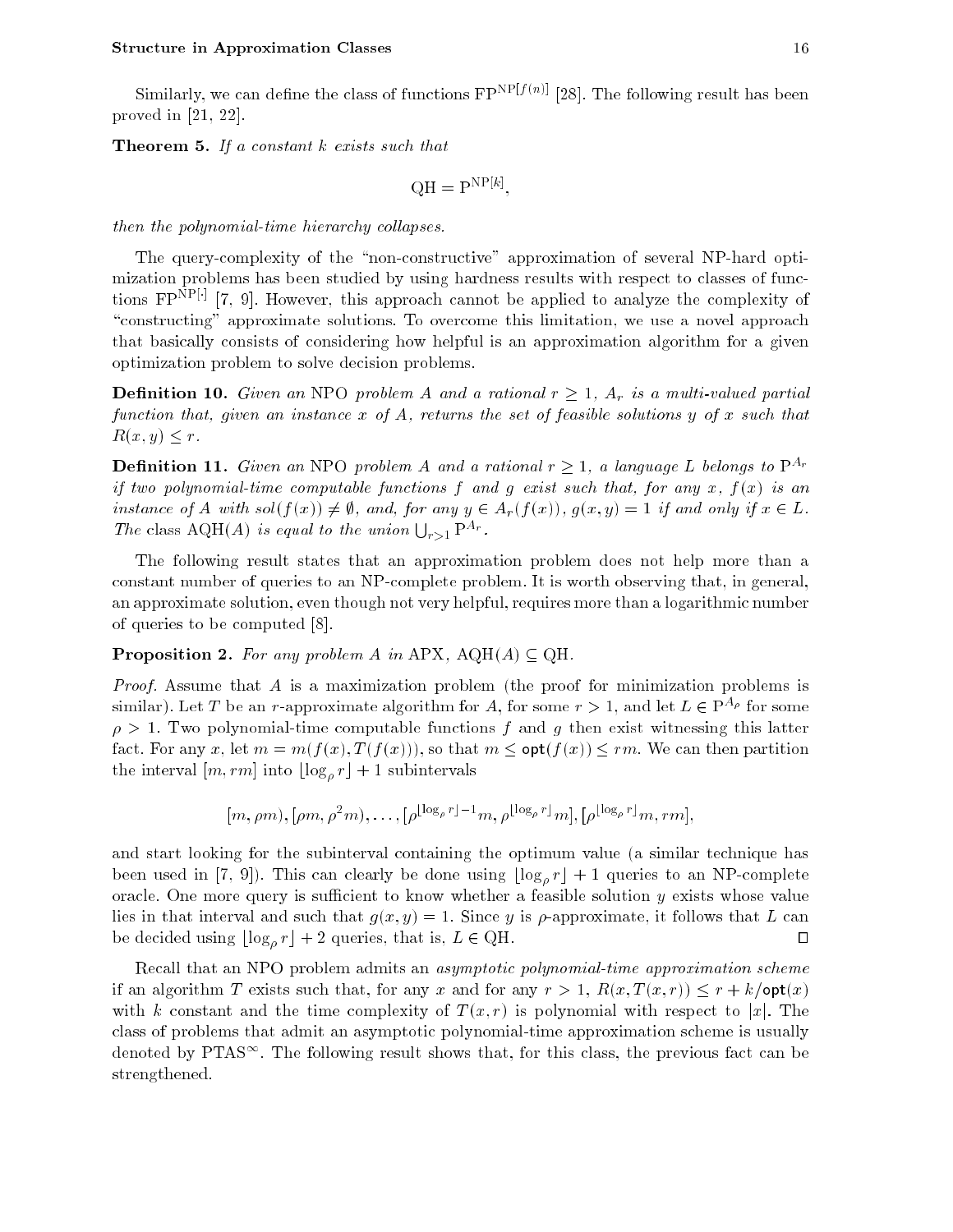Similarly, we can define the class of functions $\mathrm{FP}^{\mathrm{NP}[f(n)]}$ [28]. The following result has been proved in [21, 22].

**Theorem 5.** *If a constant $k$ exists such that*

$$\mathrm{QH} = \mathrm{P}^{\mathrm{NP}[k]},$$

*then the polynomial-time hierarchy collapses.*

The query-complexity of the "non-constructive" approximation of several NP-hard optimization problems has been studied by using hardness results with respect to classes of functions $\mathrm{FP}^{\mathrm{NP}[\cdot]}$ [7, 9]. However, this approach cannot be applied to analyze the complexity of "constructing" approximate solutions. To overcome this limitation, we use a novel approach that basically consists of considering how helpful is an approximation algorithm for a given optimization problem to solve decision problems.

**Definition 10.** *Given an* NPO *problem $A$ and a rational $r \geq 1$, $A_r$ is a multi-valued partial function that, given an instance $x$ of $A$, returns the set of feasible solutions $y$ of $x$ such that $R(x, y) \leq r$.*

**Definition 11.** *Given an* NPO *problem $A$ and a rational $r \geq 1$, a language $L$ belongs to $\mathrm{P}^{A_r}$ if two polynomial-time computable functions $f$ and $g$ exist such that, for any $x$, $f(x)$ is an instance of $A$ with $sol(f(x)) \neq \emptyset$, and, for any $y \in A_r(f(x))$, $g(x, y) = 1$ if and only if $x \in L$. The class* AQH($A$) *is equal to the union $\bigcup_{r>1} \mathrm{P}^{A_r}$.*

The following result states that an approximation problem does not help more than a constant number of queries to an NP-complete problem. It is worth observing that, in general, an approximate solution, even though not very helpful, requires more than a logarithmic number of queries to be computed [8].

**Proposition 2.** *For any problem $A$ in* APX, AQH($A$) $\subseteq$ QH.

*Proof.* Assume that $A$ is a maximization problem (the proof for minimization problems is similar). Let $T$ be an $r$-approximate algorithm for $A$, for some $r > 1$, and let $L \in \mathrm{P}^{A_\rho}$ for some $\rho > 1$. Two polynomial-time computable functions $f$ and $g$ then exist witnessing this latter fact. For any $x$, let $m = m(f(x), T(f(x)))$, so that $m \leq \mathsf{opt}(f(x)) \leq rm$. We can then partition the interval $[m, rm]$ into $\lfloor \log_\rho r \rfloor + 1$ subintervals

$$[m, \rho m), [\rho m, \rho^2 m), \ldots, [\rho^{\lfloor \log_\rho r \rfloor - 1} m, \rho^{\lfloor \log_\rho r \rfloor} m], [\rho^{\lfloor \log_\rho r \rfloor} m, rm],$$

and start looking for the subinterval containing the optimum value (a similar technique has been used in [7, 9]). This can clearly be done using $\lfloor \log_\rho r \rfloor + 1$ queries to an NP-complete oracle. One more query is sufficient to know whether a feasible solution $y$ exists whose value lies in that interval and such that $g(x, y) = 1$. Since $y$ is $\rho$-approximate, it follows that $L$ can be decided using $\lfloor \log_\rho r \rfloor + 2$ queries, that is, $L \in$ QH. $\square$

Recall that an NPO problem admits an *asymptotic polynomial-time approximation scheme* if an algorithm $T$ exists such that, for any $x$ and for any $r > 1$, $R(x, T(x, r)) \leq r + k/\mathsf{opt}(x)$ with $k$ constant and the time complexity of $T(x, r)$ is polynomial with respect to $|x|$. The class of problems that admit an asymptotic polynomial-time approximation scheme is usually denoted by $\mathrm{PTAS}^\infty$. The following result shows that, for this class, the previous fact can be strengthened.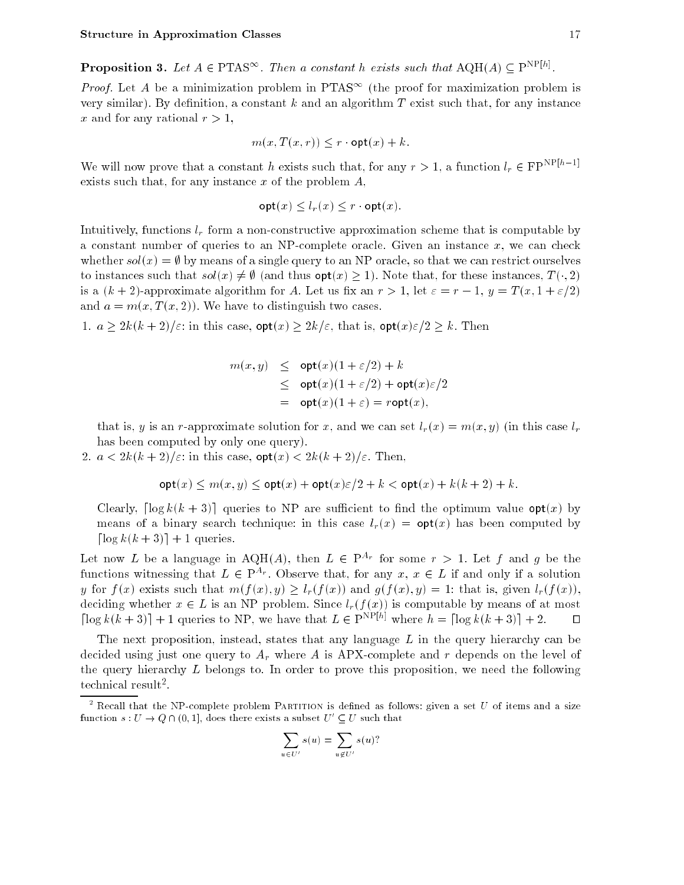**Proposition 3.** *Let $A \in \mathrm{PTAS}^\infty$. Then a constant $h$ exists such that $\mathrm{AQH}(A) \subseteq \mathrm{P}^{\mathrm{NP}[h]}$.*

*Proof.* Let $A$ be a minimization problem in $\mathrm{PTAS}^\infty$ (the proof for maximization problem is very similar). By definition, a constant $k$ and an algorithm $T$ exist such that, for any instance $x$ and for any rational $r > 1$,

$$m(x, T(x, r)) \leq r \cdot \mathsf{opt}(x) + k.$$

We will now prove that a constant $h$ exists such that, for any $r > 1$, a function $l_r \in \mathrm{FP}^{\mathrm{NP}[h-1]}$ exists such that, for any instance $x$ of the problem $A$,

$$\mathsf{opt}(x) \leq l_r(x) \leq r \cdot \mathsf{opt}(x).$$

Intuitively, functions $l_r$ form a non-constructive approximation scheme that is computable by a constant number of queries to an NP-complete oracle. Given an instance $x$, we can check whether $sol(x) = \emptyset$ by means of a single query to an NP oracle, so that we can restrict ourselves to instances such that $sol(x) \neq \emptyset$ (and thus $\mathsf{opt}(x) \geq 1$). Note that, for these instances, $T(\cdot, 2)$ is a $(k+2)$-approximate algorithm for $A$. Let us fix an $r > 1$, let $\varepsilon = r - 1$, $y = T(x, 1 + \varepsilon/2)$ and $a = m(x, T(x, 2))$. We have to distinguish two cases.

1. $a \geq 2k(k+2)/\varepsilon$: in this case, $\mathsf{opt}(x) \geq 2k/\varepsilon$, that is, $\mathsf{opt}(x)\varepsilon/2 \geq k$. Then

$$\begin{aligned} m(x, y) &\leq \mathsf{opt}(x)(1 + \varepsilon/2) + k \\ &\leq \mathsf{opt}(x)(1 + \varepsilon/2) + \mathsf{opt}(x)\varepsilon/2 \\ &= \mathsf{opt}(x)(1 + \varepsilon) = r\mathsf{opt}(x), \end{aligned}$$

   that is, $y$ is an $r$-approximate solution for $x$, and we can set $l_r(x) = m(x, y)$ (in this case $l_r$ has been computed by only one query).

2. $a < 2k(k+2)/\varepsilon$: in this case, $\mathsf{opt}(x) < 2k(k+2)/\varepsilon$. Then,

$$\mathsf{opt}(x) \leq m(x, y) \leq \mathsf{opt}(x) + \mathsf{opt}(x)\varepsilon/2 + k < \mathsf{opt}(x) + k(k+2) + k.$$

   Clearly, $\lceil \log k(k+3) \rceil$ queries to NP are sufficient to find the optimum value $\mathsf{opt}(x)$ by means of a binary search technique: in this case $l_r(x) = \mathsf{opt}(x)$ has been computed by $\lceil \log k(k+3) \rceil + 1$ queries.

Let now $L$ be a language in $\mathrm{AQH}(A)$, then $L \in \mathrm{P}^{A_r}$ for some $r > 1$. Let $f$ and $g$ be the functions witnessing that $L \in \mathrm{P}^{A_r}$. Observe that, for any $x$, $x \in L$ if and only if a solution $y$ for $f(x)$ exists such that $m(f(x), y) \geq l_r(f(x))$ and $g(f(x), y) = 1$: that is, given $l_r(f(x))$, deciding whether $x \in L$ is an NP problem. Since $l_r(f(x))$ is computable by means of at most $\lceil \log k(k+3) \rceil + 1$ queries to NP, we have that $L \in \mathrm{P}^{\mathrm{NP}[h]}$ where $h = \lceil \log k(k+3) \rceil + 2$. $\square$

The next proposition, instead, states that any language $L$ in the query hierarchy can be decided using just one query to $A_r$ where $A$ is APX-complete and $r$ depends on the level of the query hierarchy $L$ belongs to. In order to prove this proposition, we need the following technical result[2].

---

[2] Recall that the NP-complete problem PARTITION is defined as follows: given a set $U$ of items and a size function $s : U \to Q \cap (0, 1]$, does there exists a subset $U' \subseteq U$ such that

$$\sum_{u \in U'} s(u) = \sum_{u \notin U'} s(u)?$$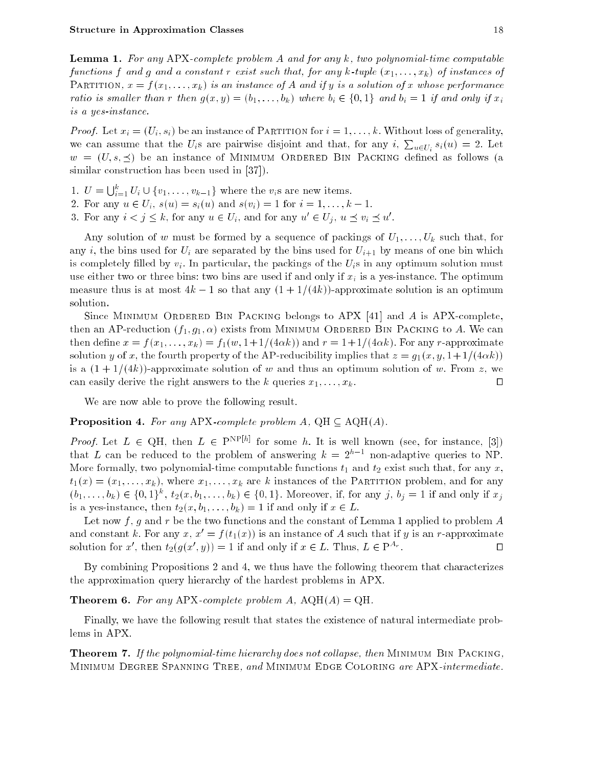**Lemma 1.** *For any* APX*-complete problem $A$ and for any $k$, two polynomial-time computable functions $f$ and $g$ and a constant $r$ exist such that, for any $k$-tuple $(x_1, \ldots, x_k)$ of instances of* Partition*, $x = f(x_1, \ldots, x_k)$ is an instance of $A$ and if $y$ is a solution of $x$ whose performance ratio is smaller than $r$ then $g(x, y) = (b_1, \ldots, b_k)$ where $b_i \in \{0, 1\}$ and $b_i = 1$ if and only if $x_i$ is a yes-instance.*

*Proof.* Let $x_i = (U_i, s_i)$ be an instance of Partition for $i = 1, \ldots, k$. Without loss of generality, we can assume that the $U_i$s are pairwise disjoint and that, for any $i$, $\sum_{u \in U_i} s_i(u) = 2$. Let $w = (U, s, \preceq)$ be an instance of Minimum Ordered Bin Packing defined as follows (a similar construction has been used in [37]).

1. $U = \bigcup_{i=1}^{k} U_i \cup \{v_1, \ldots, v_{k-1}\}$ where the $v_i$s are new items.
2. For any $u \in U_i$, $s(u) = s_i(u)$ and $s(v_i) = 1$ for $i = 1, \ldots, k - 1$.
3. For any $i < j \leq k$, for any $u \in U_i$, and for any $u' \in U_j$, $u \preceq v_i \preceq u'$.

Any solution of $w$ must be formed by a sequence of packings of $U_1, \ldots, U_k$ such that, for any $i$, the bins used for $U_i$ are separated by the bins used for $U_{i+1}$ by means of one bin which is completely filled by $v_i$. In particular, the packings of the $U_i$s in any optimum solution must use either two or three bins: two bins are used if and only if $x_i$ is a yes-instance. The optimum measure thus is at most $4k - 1$ so that any $(1 + 1/(4k))$-approximate solution is an optimum solution.

Since Minimum Ordered Bin Packing belongs to APX [41] and $A$ is APX-complete, then an AP-reduction $(f_1, g_1, \alpha)$ exists from Minimum Ordered Bin Packing to $A$. We can then define $x = f(x_1, \ldots, x_k) = f_1(w, 1 + 1/(4\alpha k))$ and $r = 1 + 1/(4\alpha k)$. For any $r$-approximate solution $y$ of $x$, the fourth property of the AP-reducibility implies that $z = g_1(x, y, 1 + 1/(4\alpha k))$ is a $(1 + 1/(4k))$-approximate solution of $w$ and thus an optimum solution of $w$. From $z$, we can easily derive the right answers to the $k$ queries $x_1, \ldots, x_k$. $\square$

We are now able to prove the following result.

**Proposition 4.** *For any* APX*-complete problem $A$,* QH $\subseteq$ AQH($A$).

*Proof.* Let $L \in$ QH, then $L \in \mathrm{P}^{\mathrm{NP}[h]}$ for some $h$. It is well known (see, for instance, [3]) that $L$ can be reduced to the problem of answering $k = 2^{h-1}$ non-adaptive queries to NP. More formally, two polynomial-time computable functions $t_1$ and $t_2$ exist such that, for any $x$, $t_1(x) = (x_1, \ldots, x_k)$, where $x_1, \ldots, x_k$ are $k$ instances of the Partition problem, and for any $(b_1, \ldots, b_k) \in \{0, 1\}^k$, $t_2(x, b_1, \ldots, b_k) \in \{0, 1\}$. Moreover, if, for any $j$, $b_j = 1$ if and only if $x_j$ is a yes-instance, then $t_2(x, b_1, \ldots, b_k) = 1$ if and only if $x \in L$.

Let now $f$, $g$ and $r$ be the two functions and the constant of Lemma 1 applied to problem $A$ and constant $k$. For any $x$, $x' = f(t_1(x))$ is an instance of $A$ such that if $y$ is an $r$-approximate solution for $x'$, then $t_2(g(x', y)) = 1$ if and only if $x \in L$. Thus, $L \in \mathrm{P}^{A_r}$. $\square$

By combining Propositions 2 and 4, we thus have the following theorem that characterizes the approximation query hierarchy of the hardest problems in APX.

**Theorem 6.** *For any* APX*-complete problem $A$,* AQH($A$) = QH.

Finally, we have the following result that states the existence of natural intermediate problems in APX.

**Theorem 7.** *If the polynomial-time hierarchy does not collapse, then* Minimum Bin Packing*,* Minimum Degree Spanning Tree*, and* Minimum Edge Coloring *are* APX*-intermediate.*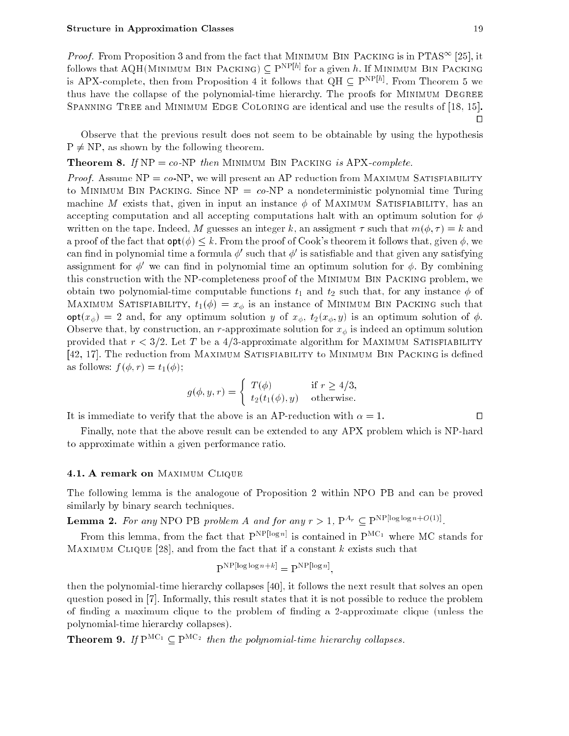*Proof.* From Proposition 3 and from the fact that Minimum Bin Packing is in $\mathrm{PTAS}^\infty$ [25], it follows that AQH(Minimum Bin Packing) $\subseteq \mathrm{P}^{\mathrm{NP}[h]}$ for a given $h$. If Minimum Bin Packing is APX-complete, then from Proposition 4 it follows that $\mathrm{QH} \subseteq \mathrm{P}^{\mathrm{NP}[h]}$. From Theorem 5 we thus have the collapse of the polynomial-time hierarchy. The proofs for Minimum Degree Spanning Tree and Minimum Edge Coloring are identical and use the results of [18, 15]. □

Observe that the previous result does not seem to be obtainable by using the hypothesis $\mathrm{P} \neq \mathrm{NP}$, as shown by the following theorem.

**Theorem 8.** *If* $\mathrm{NP} = co\text{-}\mathrm{NP}$ *then* Minimum Bin Packing *is* APX*-complete.*

*Proof.* Assume $\mathrm{NP} = co\text{-}\mathrm{NP}$, we will present an AP reduction from Maximum Satisfiability to Minimum Bin Packing. Since $\mathrm{NP} = co\text{-}\mathrm{NP}$ a nondeterministic polynomial time Turing machine $M$ exists that, given in input an instance $\phi$ of Maximum Satisfiability, has an accepting computation and all accepting computations halt with an optimum solution for $\phi$ written on the tape. Indeed, $M$ guesses an integer $k$, an assigment $\tau$ such that $m(\phi, \tau) = k$ and a proof of the fact that $\mathsf{opt}(\phi) \leq k$. From the proof of Cook's theorem it follows that, given $\phi$, we can find in polynomial time a formula $\phi'$ such that $\phi'$ is satisfiable and that given any satisfying assignment for $\phi'$ we can find in polynomial time an optimum solution for $\phi$. By combining this construction with the NP-completeness proof of the Minimum Bin Packing problem, we obtain two polynomial-time computable functions $t_1$ and $t_2$ such that, for any instance $\phi$ of Maximum Satisfiability, $t_1(\phi) = x_\phi$ is an instance of Minimum Bin Packing such that $\mathsf{opt}(x_\phi) = 2$ and, for any optimum solution $y$ of $x_\phi$, $t_2(x_\phi, y)$ is an optimum solution of $\phi$. Observe that, by construction, an $r$-approximate solution for $x_\phi$ is indeed an optimum solution provided that $r < 3/2$. Let $T$ be a 4/3-approximate algorithm for Maximum Satisfiability [42, 17]. The reduction from Maximum Satisfiability to Minimum Bin Packing is defined as follows: $f(\phi, r) = t_1(\phi)$;

$$g(\phi, y, r) = \begin{cases} T(\phi) & \text{if } r \geq 4/3, \\ t_2(t_1(\phi), y) & \text{otherwise.} \end{cases}$$

It is immediate to verify that the above is an AP-reduction with $\alpha = 1$. □

Finally, note that the above result can be extended to any APX problem which is NP-hard to approximate within a given performance ratio.

### 4.1. A remark on Maximum Clique

The following lemma is the analogoue of Proposition 2 within NPO PB and can be proved similarly by binary search techniques.

**Lemma 2.** *For any* NPO PB *problem* $A$ *and for any* $r > 1$, $\mathrm{P}^{A_r} \subseteq \mathrm{P}^{\mathrm{NP}[\log\log n + O(1)]}$.

From this lemma, from the fact that $\mathrm{P}^{\mathrm{NP}[\log n]}$ is contained in $\mathrm{P}^{\mathrm{MC}_1}$ where MC stands for Maximum Clique [28], and from the fact that if a constant $k$ exists such that

$$\mathrm{P}^{\mathrm{NP}[\log\log n + k]} = \mathrm{P}^{\mathrm{NP}[\log n]},$$

then the polynomial-time hierarchy collapses [40], it follows the next result that solves an open question posed in [7]. Informally, this result states that it is not possible to reduce the problem of finding a maximum clique to the problem of finding a 2-approximate clique (unless the polynomial-time hierarchy collapses).

**Theorem 9.** *If* $\mathrm{P}^{\mathrm{MC}_1} \subseteq \mathrm{P}^{\mathrm{MC}_2}$ *then the polynomial-time hierarchy collapses.*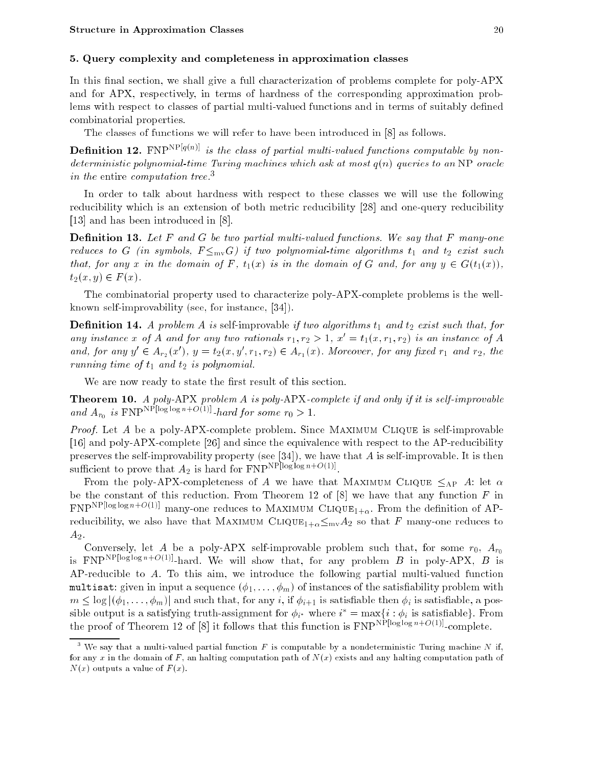### 5. Query complexity and completeness in approximation classes

In this final section, we shall give a full characterization of problems complete for poly-APX and for APX, respectively, in terms of hardness of the corresponding approximation problems with respect to classes of partial multi-valued functions and in terms of suitably defined combinatorial properties.

The classes of functions we will refer to have been introduced in [8] as follows.

**Definition 12.** $\mathrm{FNP}^{\mathrm{NP}[q(n)]}$ *is the class of partial multi-valued functions computable by nondeterministic polynomial-time Turing machines which ask at most $q(n)$ queries to an* NP *oracle in the* entire *computation tree.*[3]

In order to talk about hardness with respect to these classes we will use the following reducibility which is an extension of both metric reducibility [28] and one-query reducibility [13] and has been introduced in [8].

**Definition 13.** *Let $F$ and $G$ be two partial multi-valued functions. We say that $F$ many-one reduces to $G$ (in symbols, $F \leq_{\mathrm{mv}} G$) if two polynomial-time algorithms $t_1$ and $t_2$ exist such that, for any $x$ in the domain of $F$, $t_1(x)$ is in the domain of $G$ and, for any $y \in G(t_1(x))$, $t_2(x, y) \in F(x)$.*

The combinatorial property used to characterize poly-APX-complete problems is the well-known self-improvability (see, for instance, [34]).

**Definition 14.** *A problem $A$ is* self-improvable *if two algorithms $t_1$ and $t_2$ exist such that, for any instance $x$ of $A$ and for any two rationals $r_1, r_2 > 1$, $x' = t_1(x, r_1, r_2)$ is an instance of $A$ and, for any $y' \in A_{r_2}(x')$, $y = t_2(x, y', r_1, r_2) \in A_{r_1}(x)$. Moreover, for any fixed $r_1$ and $r_2$, the running time of $t_1$ and $t_2$ is polynomial.*

We are now ready to state the first result of this section.

**Theorem 10.** *A poly-*APX *problem $A$ is poly-*APX*-complete if and only if it is self-improvable and $A_{r_0}$ is $\mathrm{FNP}^{\mathrm{NP}[\log \log n + O(1)]}$-hard for some $r_0 > 1$.*

*Proof.* Let $A$ be a poly-APX-complete problem. Since Maximum Clique is self-improvable [16] and poly-APX-complete [26] and since the equivalence with respect to the AP-reducibility preserves the self-improvability property (see [34]), we have that $A$ is self-improvable. It is then sufficient to prove that $A_2$ is hard for $\mathrm{FNP}^{\mathrm{NP}[\log \log n + O(1)]}$.

From the poly-APX-completeness of $A$ we have that Maximum Clique $\leq_{\mathrm{AP}}$ $A$: let $\alpha$ be the constant of this reduction. From Theorem 12 of [8] we have that any function $F$ in $\mathrm{FNP}^{\mathrm{NP}[\log \log n + O(1)]}$ many-one reduces to Maximum Clique$_{1+\alpha}$. From the definition of AP-reducibility, we also have that Maximum Clique$_{1+\alpha} \leq_{\mathrm{mv}} A_2$ so that $F$ many-one reduces to $A_2$.

Conversely, let $A$ be a poly-APX self-improvable problem such that, for some $r_0$, $A_{r_0}$ is $\mathrm{FNP}^{\mathrm{NP}[\log \log n + O(1)]}$-hard. We will show that, for any problem $B$ in poly-APX, $B$ is AP-reducible to $A$. To this aim, we introduce the following partial multi-valued function `multisat`: given in input a sequence $(\phi_1, \ldots, \phi_m)$ of instances of the satisfiability problem with $m \leq \log |(\phi_1, \ldots, \phi_m)|$ and such that, for any $i$, if $\phi_{i+1}$ is satisfiable then $\phi_i$ is satisfiable, a possible output is a satisfying truth-assignment for $\phi_{i^*}$ where $i^* = \max\{i : \phi_i \text{ is satisfiable}\}$. From the proof of Theorem 12 of [8] it follows that this function is $\mathrm{FNP}^{\mathrm{NP}[\log \log n + O(1)]}$-complete.

[3] We say that a multi-valued partial function $F$ is computable by a nondeterministic Turing machine $N$ if, for any $x$ in the domain of $F$, an halting computation path of $N(x)$ exists and any halting computation path of $N(x)$ outputs a value of $F(x)$.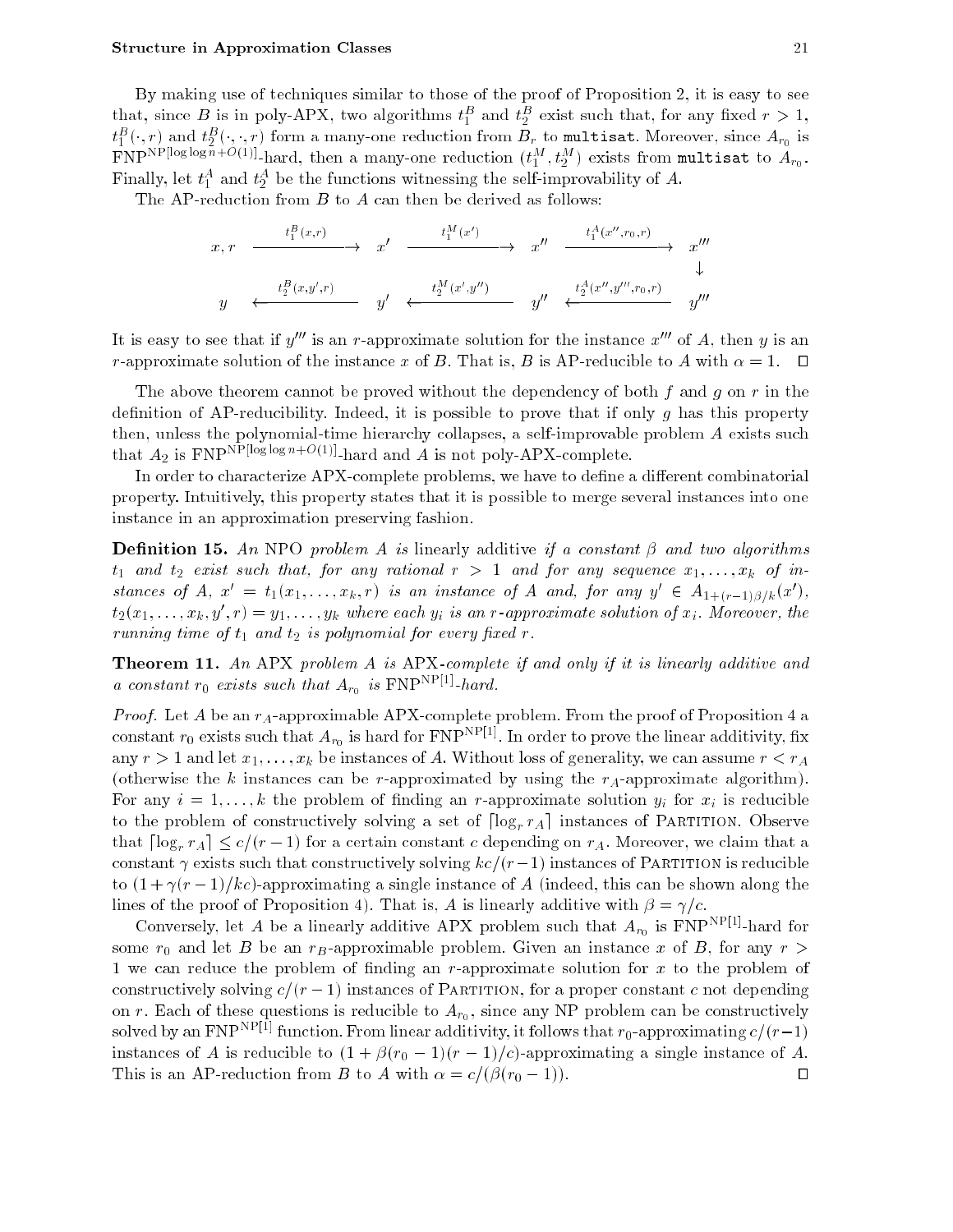By making use of techniques similar to those of the proof of Proposition 2, it is easy to see that, since $B$ is in poly-APX, two algorithms $t_1^B$ and $t_2^B$ exist such that, for any fixed $r > 1$, $t_1^B(\cdot, r)$ and $t_2^B(\cdot, \cdot, r)$ form a many-one reduction from $B_r$ to `multisat`. Moreover, since $A_{r_0}$ is $\mathrm{FNP}^{\mathrm{NP}[\log\log n + O(1)]}$-hard, then a many-one reduction $(t_1^M, t_2^M)$ exists from `multisat` to $A_{r_0}$. Finally, let $t_1^A$ and $t_2^A$ be the functions witnessing the self-improvability of $A$.

The AP-reduction from $B$ to $A$ can then be derived as follows:

$$
\begin{array}{ccccccc}
x, r & \xrightarrow{\;t_1^B(x,r)\;} & x' & \xrightarrow{\;t_1^M(x')\;} & x'' & \xrightarrow{\;t_1^A(x'',r_0,r)\;} & x''' \\
 & & & & & & \downarrow \\
y & \xleftarrow{\;t_2^B(x,y',r)\;} & y' & \xleftarrow{\;t_2^M(x',y'')\;} & y'' & \xleftarrow{\;t_2^A(x'',y''',r_0,r)\;} & y'''
\end{array}
$$

It is easy to see that if $y'''$ is an $r$-approximate solution for the instance $x'''$ of $A$, then $y$ is an $r$-approximate solution of the instance $x$ of $B$. That is, $B$ is AP-reducible to $A$ with $\alpha = 1$. □

The above theorem cannot be proved without the dependency of both $f$ and $g$ on $r$ in the definition of AP-reducibility. Indeed, it is possible to prove that if only $g$ has this property then, unless the polynomial-time hierarchy collapses, a self-improvable problem $A$ exists such that $A_2$ is $\mathrm{FNP}^{\mathrm{NP}[\log\log n + O(1)]}$-hard and $A$ is not poly-APX-complete.

In order to characterize APX-complete problems, we have to define a different combinatorial property. Intuitively, this property states that it is possible to merge several instances into one instance in an approximation preserving fashion.

**Definition 15.** *An* NPO *problem $A$ is* linearly additive *if a constant $\beta$ and two algorithms $t_1$ and $t_2$ exist such that, for any rational $r > 1$ and for any sequence $x_1, \ldots, x_k$ of instances of $A$, $x' = t_1(x_1, \ldots, x_k, r)$ is an instance of $A$ and, for any $y' \in A_{1+(r-1)\beta/k}(x')$, $t_2(x_1, \ldots, x_k, y', r) = y_1, \ldots, y_k$ where each $y_i$ is an $r$-approximate solution of $x_i$. Moreover, the running time of $t_1$ and $t_2$ is polynomial for every fixed $r$.*

**Theorem 11.** *An* APX *problem $A$ is* APX*-complete if and only if it is linearly additive and a constant $r_0$ exists such that $A_{r_0}$ is* $\mathrm{FNP}^{\mathrm{NP}[1]}$*-hard.*

*Proof.* Let $A$ be an $r_A$-approximable APX-complete problem. From the proof of Proposition 4 a constant $r_0$ exists such that $A_{r_0}$ is hard for $\mathrm{FNP}^{\mathrm{NP}[1]}$. In order to prove the linear additivity, fix any $r > 1$ and let $x_1, \ldots, x_k$ be instances of $A$. Without loss of generality, we can assume $r < r_A$ (otherwise the $k$ instances can be $r$-approximated by using the $r_A$-approximate algorithm). For any $i = 1, \ldots, k$ the problem of finding an $r$-approximate solution $y_i$ for $x_i$ is reducible to the problem of constructively solving a set of $\lceil \log_r r_A \rceil$ instances of Partition. Observe that $\lceil \log_r r_A \rceil \le c/(r-1)$ for a certain constant $c$ depending on $r_A$. Moreover, we claim that a constant $\gamma$ exists such that constructively solving $kc/(r-1)$ instances of Partition is reducible to $(1 + \gamma(r-1)/kc)$-approximating a single instance of $A$ (indeed, this can be shown along the lines of the proof of Proposition 4). That is, $A$ is linearly additive with $\beta = \gamma/c$.

Conversely, let $A$ be a linearly additive APX problem such that $A_{r_0}$ is $\mathrm{FNP}^{\mathrm{NP}[1]}$-hard for some $r_0$ and let $B$ be an $r_B$-approximable problem. Given an instance $x$ of $B$, for any $r > 1$ we can reduce the problem of finding an $r$-approximate solution for $x$ to the problem of constructively solving $c/(r-1)$ instances of Partition, for a proper constant $c$ not depending on $r$. Each of these questions is reducible to $A_{r_0}$, since any NP problem can be constructively solved by an $\mathrm{FNP}^{\mathrm{NP}[1]}$ function. From linear additivity, it follows that $r_0$-approximating $c/(r-1)$ instances of $A$ is reducible to $(1 + \beta(r_0 - 1)(r-1)/c)$-approximating a single instance of $A$. This is an AP-reduction from $B$ to $A$ with $\alpha = c/(\beta(r_0 - 1))$. □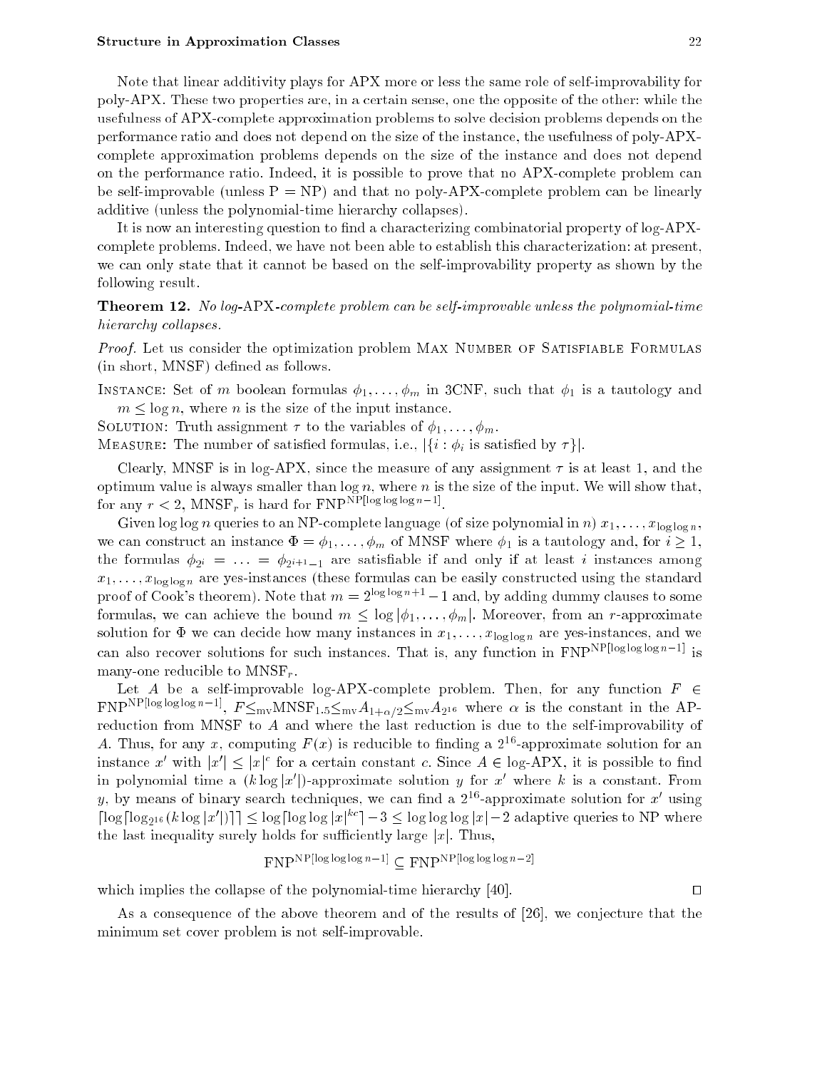Note that linear additivity plays for APX more or less the same role of self-improvability for poly-APX. These two properties are, in a certain sense, one the opposite of the other: while the usefulness of APX-complete approximation problems to solve decision problems depends on the performance ratio and does not depend on the size of the instance, the usefulness of poly-APX-complete approximation problems depends on the size of the instance and does not depend on the performance ratio. Indeed, it is possible to prove that no APX-complete problem can be self-improvable (unless P = NP) and that no poly-APX-complete problem can be linearly additive (unless the polynomial-time hierarchy collapses).

It is now an interesting question to find a characterizing combinatorial property of log-APX-complete problems. Indeed, we have not been able to establish this characterization: at present, we can only state that it cannot be based on the self-improvability property as shown by the following result.

**Theorem 12.** *No log-*APX*-complete problem can be self-improvable unless the polynomial-time hierarchy collapses.*

*Proof.* Let us consider the optimization problem Max Number of Satisfiable Formulas (in short, MNSF) defined as follows.

Instance: Set of $m$ boolean formulas $\phi_1, \ldots, \phi_m$ in 3CNF, such that $\phi_1$ is a tautology and $m \leq \log n$, where $n$ is the size of the input instance.

Solution: Truth assignment $\tau$ to the variables of $\phi_1, \ldots, \phi_m$.

Measure: The number of satisfied formulas, i.e., $|\{i : \phi_i \text{ is satisfied by } \tau\}|$.

Clearly, MNSF is in log-APX, since the measure of any assignment $\tau$ is at least 1, and the optimum value is always smaller than $\log n$, where $n$ is the size of the input. We will show that, for any $r < 2$, $\text{MNSF}_r$ is hard for $\text{FNP}^{\text{NP}[\log\log\log n - 1]}$.

Given $\log\log n$ queries to an NP-complete language (of size polynomial in $n$) $x_1, \ldots, x_{\log\log n}$, we can construct an instance $\Phi = \phi_1, \ldots, \phi_m$ of MNSF where $\phi_1$ is a tautology and, for $i \geq 1$, the formulas $\phi_{2^i} = \ldots = \phi_{2^{i+1}-1}$ are satisfiable if and only if at least $i$ instances among $x_1, \ldots, x_{\log\log n}$ are yes-instances (these formulas can be easily constructed using the standard proof of Cook's theorem). Note that $m = 2^{\log\log n + 1} - 1$ and, by adding dummy clauses to some formulas, we can achieve the bound $m \leq \log|\phi_1, \ldots, \phi_m|$. Moreover, from an $r$-approximate solution for $\Phi$ we can decide how many instances in $x_1, \ldots, x_{\log\log n}$ are yes-instances, and we can also recover solutions for such instances. That is, any function in $\text{FNP}^{\text{NP}[\log\log\log n - 1]}$ is many-one reducible to $\text{MNSF}_r$.

Let $A$ be a self-improvable log-APX-complete problem. Then, for any function $F \in \text{FNP}^{\text{NP}[\log\log\log n - 1]}$, $F \leq_{\text{mv}} \text{MNSF}_{1.5} \leq_{\text{mv}} A_{1+\alpha/2} \leq_{\text{mv}} A_{2^{16}}$ where $\alpha$ is the constant in the AP-reduction from MNSF to $A$ and where the last reduction is due to the self-improvability of $A$. Thus, for any $x$, computing $F(x)$ is reducible to finding a $2^{16}$-approximate solution for an instance $x'$ with $|x'| \leq |x|^c$ for a certain constant $c$. Since $A \in$ log-APX, it is possible to find in polynomial time a $(k\log|x'|)$-approximate solution $y$ for $x'$ where $k$ is a constant. From $y$, by means of binary search techniques, we can find a $2^{16}$-approximate solution for $x'$ using $\lceil\log\lceil\log_{2^{16}}(k\log|x'|)\rceil\rceil \leq \log\lceil\log\log|x|^{kc}\rceil - 3 \leq \log\log\log|x| - 2$ adaptive queries to NP where the last inequality surely holds for sufficiently large $|x|$. Thus,

$$\text{FNP}^{\text{NP}[\log\log\log n - 1]} \subseteq \text{FNP}^{\text{NP}[\log\log\log n - 2]}$$

which implies the collapse of the polynomial-time hierarchy [40]. $\square$

As a consequence of the above theorem and of the results of [26], we conjecture that the minimum set cover problem is not self-improvable.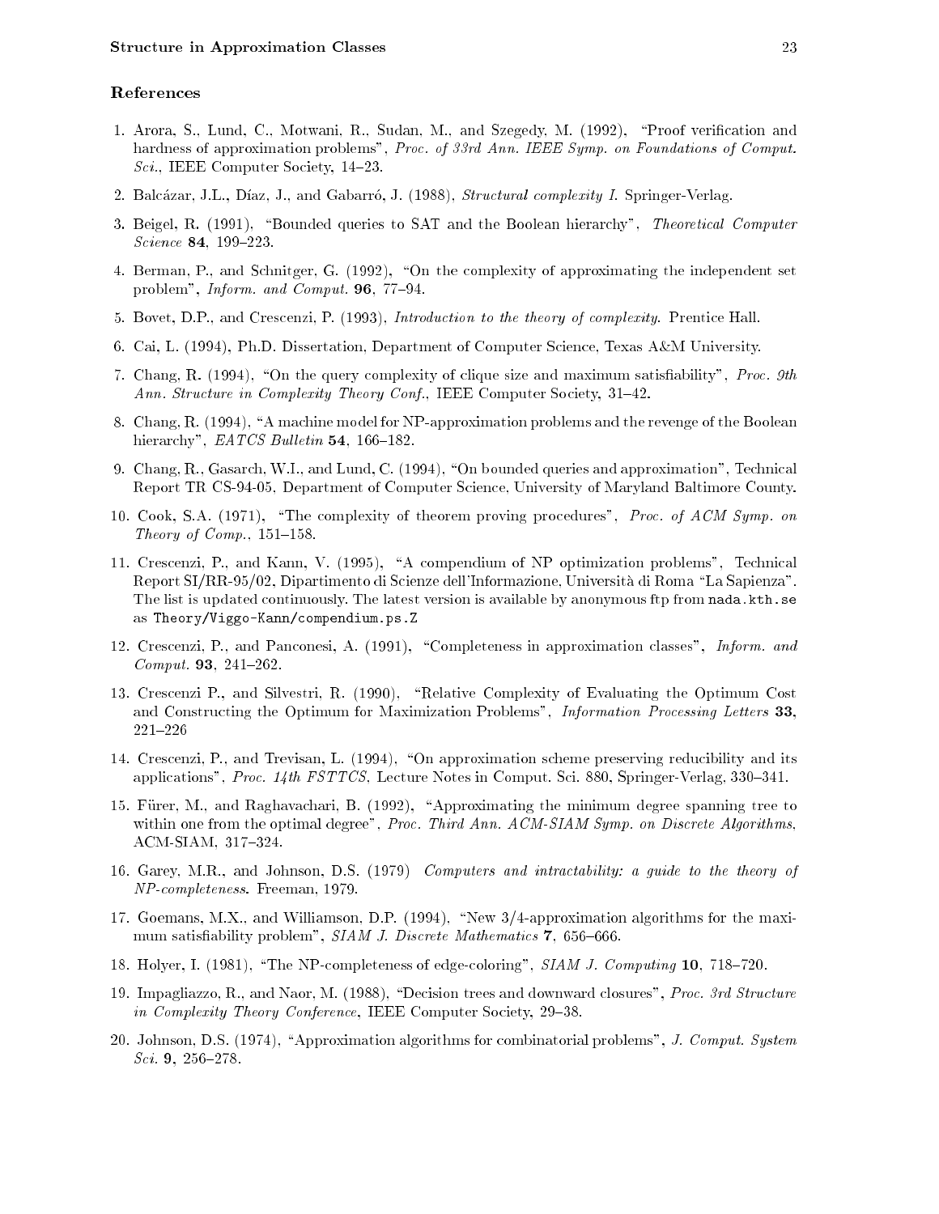## References

1. Arora, S., Lund, C., Motwani, R., Sudan, M., and Szegedy, M. (1992), "Proof verification and hardness of approximation problems", *Proc. of 33rd Ann. IEEE Symp. on Foundations of Comput. Sci.*, IEEE Computer Society, 14–23.

2. Balcázar, J.L., Díaz, J., and Gabarró, J. (1988), *Structural complexity I.* Springer-Verlag.

3. Beigel, R. (1991), "Bounded queries to SAT and the Boolean hierarchy", *Theoretical Computer Science* **84**, 199–223.

4. Berman, P., and Schnitger, G. (1992), "On the complexity of approximating the independent set problem", *Inform. and Comput.* **96**, 77–94.

5. Bovet, D.P., and Crescenzi, P. (1993), *Introduction to the theory of complexity.* Prentice Hall.

6. Cai, L. (1994), Ph.D. Dissertation, Department of Computer Science, Texas A&M University.

7. Chang, R. (1994), "On the query complexity of clique size and maximum satisfiability", *Proc. 9th Ann. Structure in Complexity Theory Conf.*, IEEE Computer Society, 31–42.

8. Chang, R. (1994), "A machine model for NP-approximation problems and the revenge of the Boolean hierarchy", *EATCS Bulletin* **54**, 166–182.

9. Chang, R., Gasarch, W.I., and Lund, C. (1994), "On bounded queries and approximation", Technical Report TR CS-94-05, Department of Computer Science, University of Maryland Baltimore County.

10. Cook, S.A. (1971), "The complexity of theorem proving procedures", *Proc. of ACM Symp. on Theory of Comp.*, 151–158.

11. Crescenzi, P., and Kann, V. (1995), "A compendium of NP optimization problems", Technical Report SI/RR-95/02, Dipartimento di Scienze dell'Informazione, Università di Roma "La Sapienza". The list is updated continuously. The latest version is available by anonymous ftp from `nada.kth.se` as `Theory/Viggo-Kann/compendium.ps.Z`

12. Crescenzi, P., and Panconesi, A. (1991), "Completeness in approximation classes", *Inform. and Comput.* **93**, 241–262.

13. Crescenzi P., and Silvestri, R. (1990), "Relative Complexity of Evaluating the Optimum Cost and Constructing the Optimum for Maximization Problems", *Information Processing Letters* **33**, 221–226

14. Crescenzi, P., and Trevisan, L. (1994), "On approximation scheme preserving reducibility and its applications", *Proc. 14th FSTTCS*, Lecture Notes in Comput. Sci. 880, Springer-Verlag, 330–341.

15. Fürer, M., and Raghavachari, B. (1992), "Approximating the minimum degree spanning tree to within one from the optimal degree", *Proc. Third Ann. ACM-SIAM Symp. on Discrete Algorithms*, ACM-SIAM, 317–324.

16. Garey, M.R., and Johnson, D.S. (1979) *Computers and intractability: a guide to the theory of NP-completeness.* Freeman, 1979.

17. Goemans, M.X., and Williamson, D.P. (1994), "New 3/4-approximation algorithms for the maximum satisfiability problem", *SIAM J. Discrete Mathematics* **7**, 656–666.

18. Holyer, I. (1981), "The NP-completeness of edge-coloring", *SIAM J. Computing* **10**, 718–720.

19. Impagliazzo, R., and Naor, M. (1988), "Decision trees and downward closures", *Proc. 3rd Structure in Complexity Theory Conference*, IEEE Computer Society, 29–38.

20. Johnson, D.S. (1974), "Approximation algorithms for combinatorial problems", *J. Comput. System Sci.* **9**, 256–278.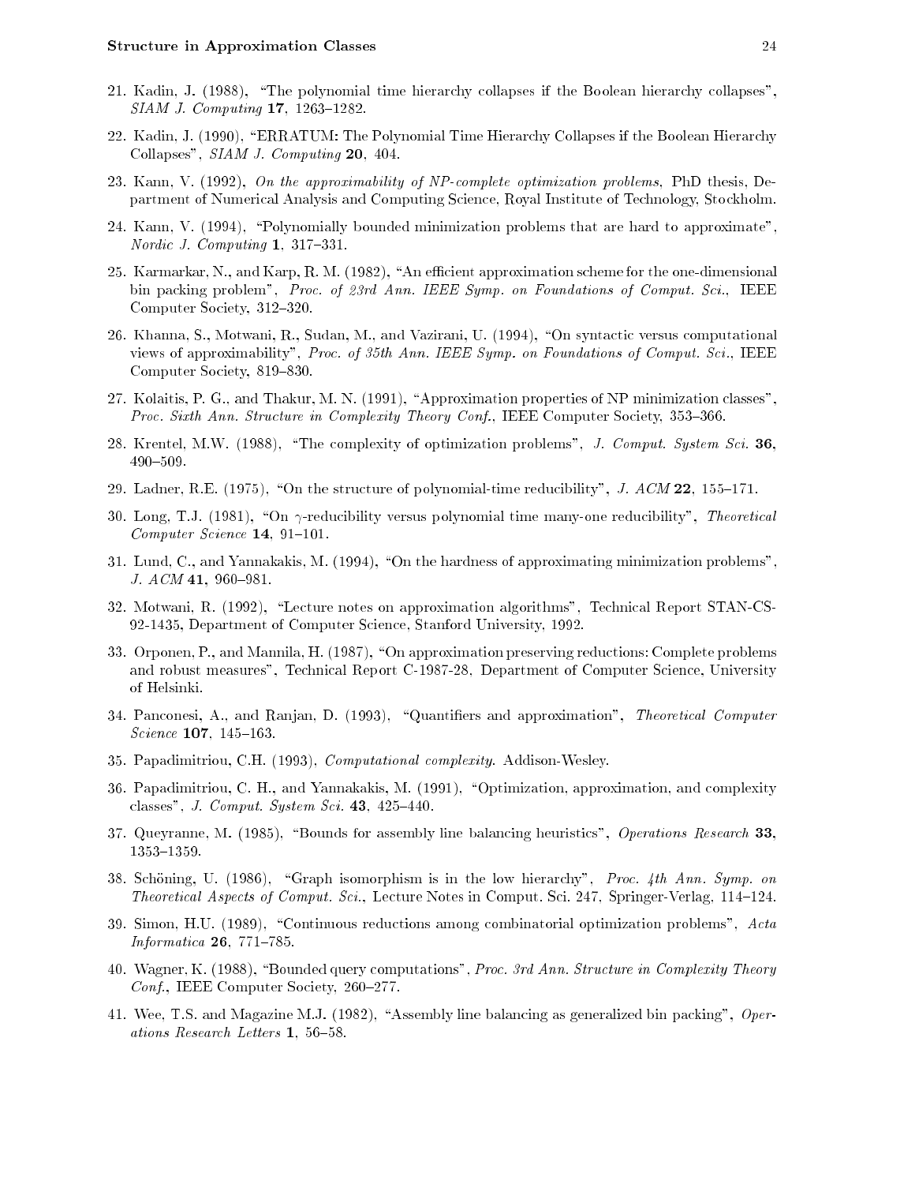21. Kadin, J. (1988), "The polynomial time hierarchy collapses if the Boolean hierarchy collapses", *SIAM J. Computing* **17**, 1263–1282.

22. Kadin, J. (1990), "ERRATUM: The Polynomial Time Hierarchy Collapses if the Boolean Hierarchy Collapses", *SIAM J. Computing* **20**, 404.

23. Kann, V. (1992), *On the approximability of NP-complete optimization problems*, PhD thesis, Department of Numerical Analysis and Computing Science, Royal Institute of Technology, Stockholm.

24. Kann, V. (1994), "Polynomially bounded minimization problems that are hard to approximate", *Nordic J. Computing* **1**, 317–331.

25. Karmarkar, N., and Karp, R. M. (1982), "An efficient approximation scheme for the one-dimensional bin packing problem", *Proc. of 23rd Ann. IEEE Symp. on Foundations of Comput. Sci.*, IEEE Computer Society, 312–320.

26. Khanna, S., Motwani, R., Sudan, M., and Vazirani, U. (1994), "On syntactic versus computational views of approximability", *Proc. of 35th Ann. IEEE Symp. on Foundations of Comput. Sci.*, IEEE Computer Society, 819–830.

27. Kolaitis, P. G., and Thakur, M. N. (1991), "Approximation properties of NP minimization classes", *Proc. Sixth Ann. Structure in Complexity Theory Conf.*, IEEE Computer Society, 353–366.

28. Krentel, M.W. (1988), "The complexity of optimization problems", *J. Comput. System Sci.* **36**, 490–509.

29. Ladner, R.E. (1975), "On the structure of polynomial-time reducibility", *J. ACM* **22**, 155–171.

30. Long, T.J. (1981), "On $\gamma$-reducibility versus polynomial time many-one reducibility", *Theoretical Computer Science* **14**, 91–101.

31. Lund, C., and Yannakakis, M. (1994), "On the hardness of approximating minimization problems", *J. ACM* **41**, 960–981.

32. Motwani, R. (1992), "Lecture notes on approximation algorithms", Technical Report STAN-CS-92-1435, Department of Computer Science, Stanford University, 1992.

33. Orponen, P., and Mannila, H. (1987), "On approximation preserving reductions: Complete problems and robust measures", Technical Report C-1987-28, Department of Computer Science, University of Helsinki.

34. Panconesi, A., and Ranjan, D. (1993), "Quantifiers and approximation", *Theoretical Computer Science* **107**, 145–163.

35. Papadimitriou, C.H. (1993), *Computational complexity*. Addison-Wesley.

36. Papadimitriou, C. H., and Yannakakis, M. (1991), "Optimization, approximation, and complexity classes", *J. Comput. System Sci.* **43**, 425–440.

37. Queyranne, M. (1985), "Bounds for assembly line balancing heuristics", *Operations Research* **33**, 1353–1359.

38. Schöning, U. (1986), "Graph isomorphism is in the low hierarchy", *Proc. 4th Ann. Symp. on Theoretical Aspects of Comput. Sci.*, Lecture Notes in Comput. Sci. 247, Springer-Verlag, 114–124.

39. Simon, H.U. (1989), "Continuous reductions among combinatorial optimization problems", *Acta Informatica* **26**, 771–785.

40. Wagner, K. (1988), "Bounded query computations", *Proc. 3rd Ann. Structure in Complexity Theory Conf.*, IEEE Computer Society, 260–277.

41. Wee, T.S. and Magazine M.J. (1982), "Assembly line balancing as generalized bin packing", *Operations Research Letters* **1**, 56–58.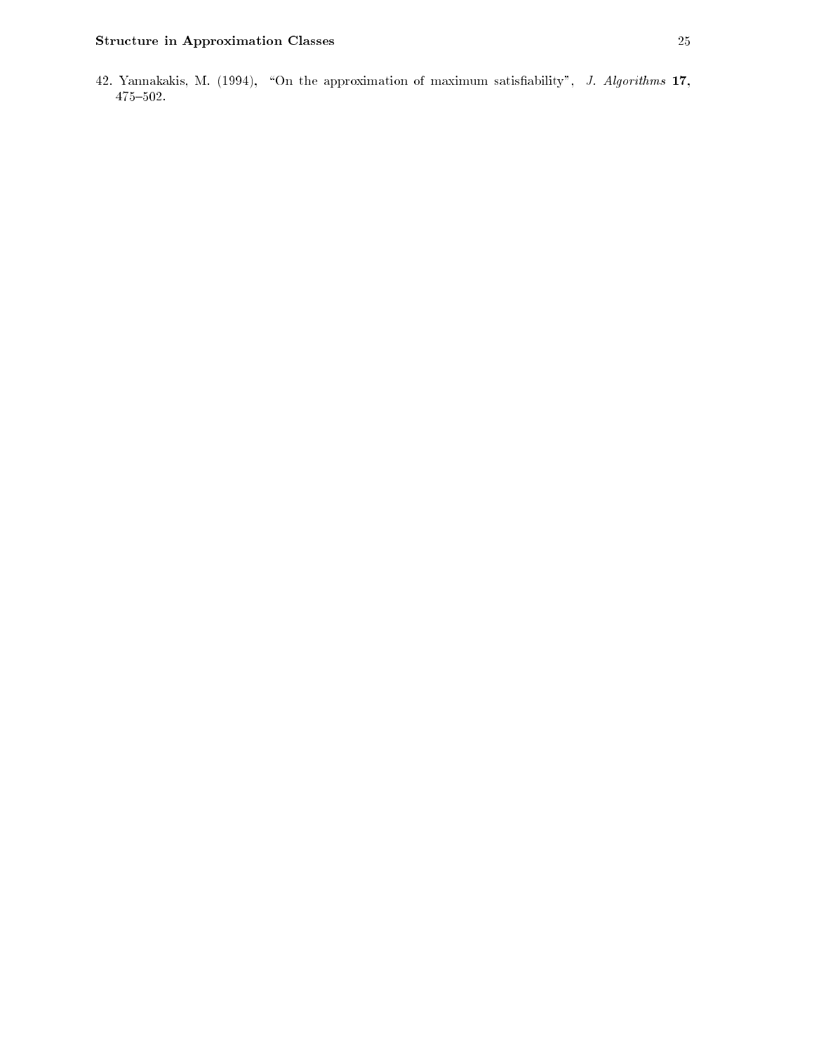42. Yannakakis, M. (1994), "On the approximation of maximum satisfiability", *J. Algorithms* **17**, 475–502.